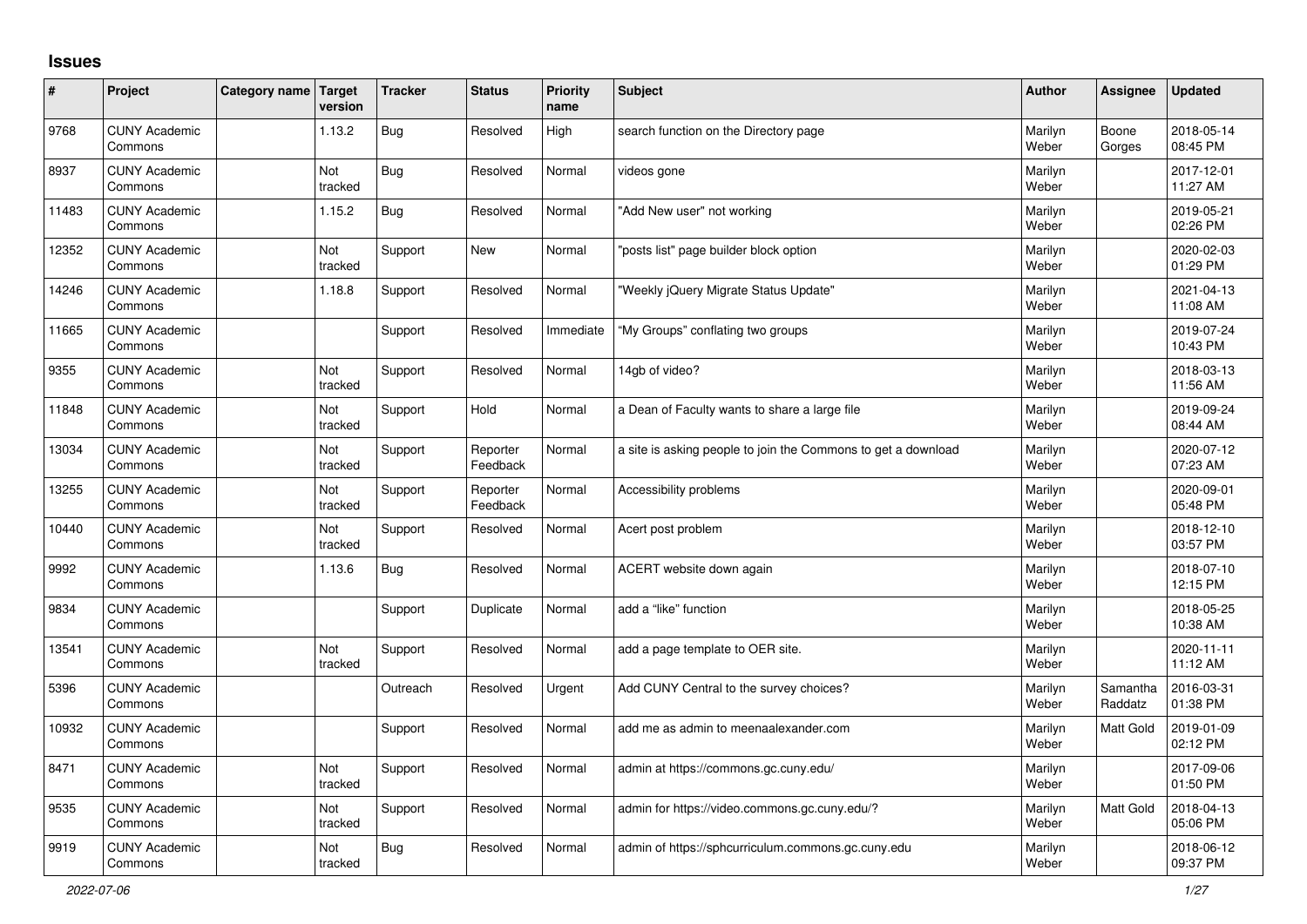# Issues

| # | Project | Category name | Target version | Tracker | Status | Priority name | Subject | Author | Assignee | Updated |
|---|---|---|---|---|---|---|---|---|---|---|
| 9768 | CUNY Academic Commons | | 1.13.2 | Bug | Resolved | High | search function on the Directory page | Marilyn Weber | Boone Gorges | 2018-05-14 08:45 PM |
| 8937 | CUNY Academic Commons | | Not tracked | Bug | Resolved | Normal | videos gone | Marilyn Weber | | 2017-12-01 11:27 AM |
| 11483 | CUNY Academic Commons | | 1.15.2 | Bug | Resolved | Normal | "Add New user" not working | Marilyn Weber | | 2019-05-21 02:26 PM |
| 12352 | CUNY Academic Commons | | Not tracked | Support | New | Normal | "posts list" page builder block option | Marilyn Weber | | 2020-02-03 01:29 PM |
| 14246 | CUNY Academic Commons | | 1.18.8 | Support | Resolved | Normal | "Weekly jQuery Migrate Status Update" | Marilyn Weber | | 2021-04-13 11:08 AM |
| 11665 | CUNY Academic Commons | | | Support | Resolved | Immediate | "My Groups" conflating two groups | Marilyn Weber | | 2019-07-24 10:43 PM |
| 9355 | CUNY Academic Commons | | Not tracked | Support | Resolved | Normal | 14gb of video? | Marilyn Weber | | 2018-03-13 11:56 AM |
| 11848 | CUNY Academic Commons | | Not tracked | Support | Hold | Normal | a Dean of Faculty wants to share a large file | Marilyn Weber | | 2019-09-24 08:44 AM |
| 13034 | CUNY Academic Commons | | Not tracked | Support | Reporter Feedback | Normal | a site is asking people to join the Commons to get a download | Marilyn Weber | | 2020-07-12 07:23 AM |
| 13255 | CUNY Academic Commons | | Not tracked | Support | Reporter Feedback | Normal | Accessibility problems | Marilyn Weber | | 2020-09-01 05:48 PM |
| 10440 | CUNY Academic Commons | | Not tracked | Support | Resolved | Normal | Acert post problem | Marilyn Weber | | 2018-12-10 03:57 PM |
| 9992 | CUNY Academic Commons | | 1.13.6 | Bug | Resolved | Normal | ACERT website down again | Marilyn Weber | | 2018-07-10 12:15 PM |
| 9834 | CUNY Academic Commons | | | Support | Duplicate | Normal | add a "like" function | Marilyn Weber | | 2018-05-25 10:38 AM |
| 13541 | CUNY Academic Commons | | Not tracked | Support | Resolved | Normal | add a page template to OER site. | Marilyn Weber | | 2020-11-11 11:12 AM |
| 5396 | CUNY Academic Commons | | | Outreach | Resolved | Urgent | Add CUNY Central to the survey choices? | Marilyn Weber | Samantha Raddatz | 2016-03-31 01:38 PM |
| 10932 | CUNY Academic Commons | | | Support | Resolved | Normal | add me as admin to meenaalexander.com | Marilyn Weber | Matt Gold | 2019-01-09 02:12 PM |
| 8471 | CUNY Academic Commons | | Not tracked | Support | Resolved | Normal | admin at https://commons.gc.cuny.edu/ | Marilyn Weber | | 2017-09-06 01:50 PM |
| 9535 | CUNY Academic Commons | | Not tracked | Support | Resolved | Normal | admin for https://video.commons.gc.cuny.edu/? | Marilyn Weber | Matt Gold | 2018-04-13 05:06 PM |
| 9919 | CUNY Academic Commons | | Not tracked | Bug | Resolved | Normal | admin of https://sphcurriculum.commons.gc.cuny.edu | Marilyn Weber | | 2018-06-12 09:37 PM |

*2022-07-06*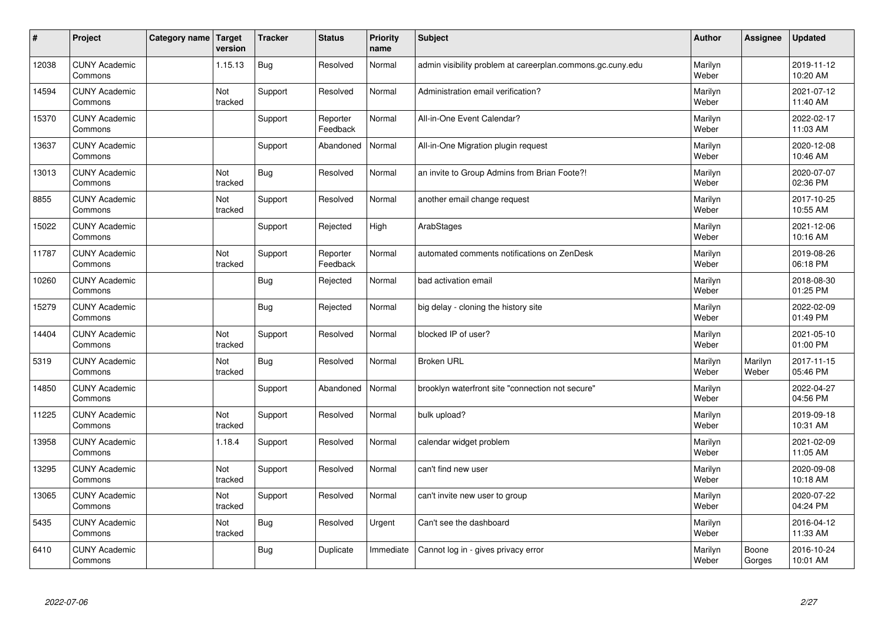| # | Project | Category name | Target version | Tracker | Status | Priority name | Subject | Author | Assignee | Updated |
|---|---|---|---|---|---|---|---|---|---|---|
| 12038 | CUNY Academic Commons | | 1.15.13 | Bug | Resolved | Normal | admin visibility problem at careerplan.commons.gc.cuny.edu | Marilyn Weber | | 2019-11-12 10:20 AM |
| 14594 | CUNY Academic Commons | | Not tracked | Support | Resolved | Normal | Administration email verification? | Marilyn Weber | | 2021-07-12 11:40 AM |
| 15370 | CUNY Academic Commons | | | Support | Reporter Feedback | Normal | All-in-One Event Calendar? | Marilyn Weber | | 2022-02-17 11:03 AM |
| 13637 | CUNY Academic Commons | | | Support | Abandoned | Normal | All-in-One Migration plugin request | Marilyn Weber | | 2020-12-08 10:46 AM |
| 13013 | CUNY Academic Commons | | Not tracked | Bug | Resolved | Normal | an invite to Group Admins from Brian Foote?! | Marilyn Weber | | 2020-07-07 02:36 PM |
| 8855 | CUNY Academic Commons | | Not tracked | Support | Resolved | Normal | another email change request | Marilyn Weber | | 2017-10-25 10:55 AM |
| 15022 | CUNY Academic Commons | | | Support | Rejected | High | ArabStages | Marilyn Weber | | 2021-12-06 10:16 AM |
| 11787 | CUNY Academic Commons | | Not tracked | Support | Reporter Feedback | Normal | automated comments notifications on ZenDesk | Marilyn Weber | | 2019-08-26 06:18 PM |
| 10260 | CUNY Academic Commons | | | Bug | Rejected | Normal | bad activation email | Marilyn Weber | | 2018-08-30 01:25 PM |
| 15279 | CUNY Academic Commons | | | Bug | Rejected | Normal | big delay - cloning the history site | Marilyn Weber | | 2022-02-09 01:49 PM |
| 14404 | CUNY Academic Commons | | Not tracked | Support | Resolved | Normal | blocked IP of user? | Marilyn Weber | | 2021-05-10 01:00 PM |
| 5319 | CUNY Academic Commons | | Not tracked | Bug | Resolved | Normal | Broken URL | Marilyn Weber | Marilyn Weber | 2017-11-15 05:46 PM |
| 14850 | CUNY Academic Commons | | | Support | Abandoned | Normal | brooklyn waterfront site "connection not secure" | Marilyn Weber | | 2022-04-27 04:56 PM |
| 11225 | CUNY Academic Commons | | Not tracked | Support | Resolved | Normal | bulk upload? | Marilyn Weber | | 2019-09-18 10:31 AM |
| 13958 | CUNY Academic Commons | | 1.18.4 | Support | Resolved | Normal | calendar widget problem | Marilyn Weber | | 2021-02-09 11:05 AM |
| 13295 | CUNY Academic Commons | | Not tracked | Support | Resolved | Normal | can't find new user | Marilyn Weber | | 2020-09-08 10:18 AM |
| 13065 | CUNY Academic Commons | | Not tracked | Support | Resolved | Normal | can't invite new user to group | Marilyn Weber | | 2020-07-22 04:24 PM |
| 5435 | CUNY Academic Commons | | Not tracked | Bug | Resolved | Urgent | Can't see the dashboard | Marilyn Weber | | 2016-04-12 11:33 AM |
| 6410 | CUNY Academic Commons | | | Bug | Duplicate | Immediate | Cannot log in - gives privacy error | Marilyn Weber | Boone Gorges | 2016-10-24 10:01 AM |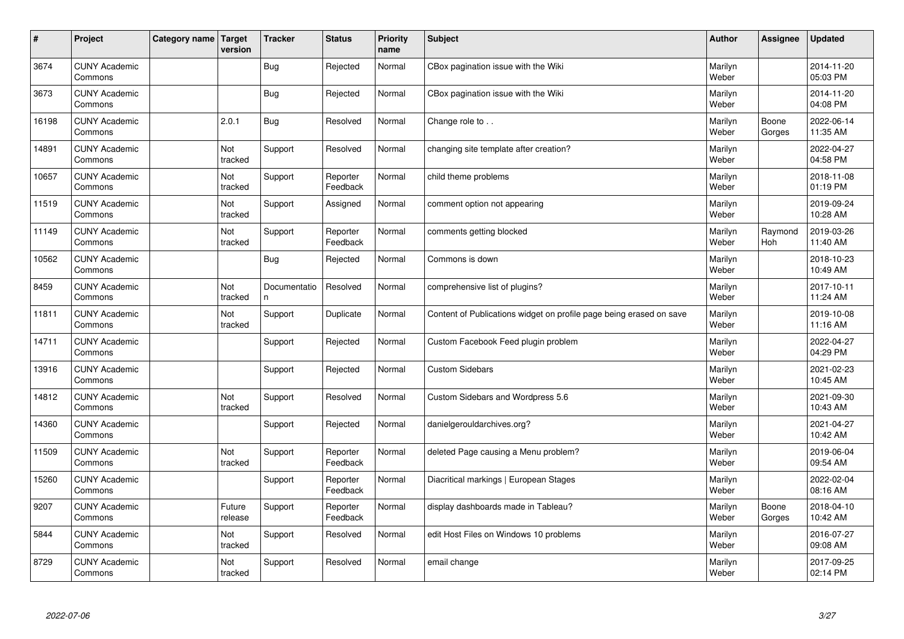| # | Project | Category name | Target version | Tracker | Status | Priority name | Subject | Author | Assignee | Updated |
|---|---|---|---|---|---|---|---|---|---|---|
| 3674 | CUNY Academic Commons | | | Bug | Rejected | Normal | CBox pagination issue with the Wiki | Marilyn Weber | | 2014-11-20 05:03 PM |
| 3673 | CUNY Academic Commons | | | Bug | Rejected | Normal | CBox pagination issue with the Wiki | Marilyn Weber | | 2014-11-20 04:08 PM |
| 16198 | CUNY Academic Commons | | 2.0.1 | Bug | Resolved | Normal | Change role to . . | Marilyn Weber | Boone Gorges | 2022-06-14 11:35 AM |
| 14891 | CUNY Academic Commons | | Not tracked | Support | Resolved | Normal | changing site template after creation? | Marilyn Weber | | 2022-04-27 04:58 PM |
| 10657 | CUNY Academic Commons | | Not tracked | Support | Reporter Feedback | Normal | child theme problems | Marilyn Weber | | 2018-11-08 01:19 PM |
| 11519 | CUNY Academic Commons | | Not tracked | Support | Assigned | Normal | comment option not appearing | Marilyn Weber | | 2019-09-24 10:28 AM |
| 11149 | CUNY Academic Commons | | Not tracked | Support | Reporter Feedback | Normal | comments getting blocked | Marilyn Weber | Raymond Hoh | 2019-03-26 11:40 AM |
| 10562 | CUNY Academic Commons | | | Bug | Rejected | Normal | Commons is down | Marilyn Weber | | 2018-10-23 10:49 AM |
| 8459 | CUNY Academic Commons | | Not tracked | Documentation | Resolved | Normal | comprehensive list of plugins? | Marilyn Weber | | 2017-10-11 11:24 AM |
| 11811 | CUNY Academic Commons | | Not tracked | Support | Duplicate | Normal | Content of Publications widget on profile page being erased on save | Marilyn Weber | | 2019-10-08 11:16 AM |
| 14711 | CUNY Academic Commons | | | Support | Rejected | Normal | Custom Facebook Feed plugin problem | Marilyn Weber | | 2022-04-27 04:29 PM |
| 13916 | CUNY Academic Commons | | | Support | Rejected | Normal | Custom Sidebars | Marilyn Weber | | 2021-02-23 10:45 AM |
| 14812 | CUNY Academic Commons | | Not tracked | Support | Resolved | Normal | Custom Sidebars and Wordpress 5.6 | Marilyn Weber | | 2021-09-30 10:43 AM |
| 14360 | CUNY Academic Commons | | | Support | Rejected | Normal | danielgerouldarchives.org? | Marilyn Weber | | 2021-04-27 10:42 AM |
| 11509 | CUNY Academic Commons | | Not tracked | Support | Reporter Feedback | Normal | deleted Page causing a Menu problem? | Marilyn Weber | | 2019-06-04 09:54 AM |
| 15260 | CUNY Academic Commons | | | Support | Reporter Feedback | Normal | Diacritical markings \| European Stages | Marilyn Weber | | 2022-02-04 08:16 AM |
| 9207 | CUNY Academic Commons | | Future release | Support | Reporter Feedback | Normal | display dashboards made in Tableau? | Marilyn Weber | Boone Gorges | 2018-04-10 10:42 AM |
| 5844 | CUNY Academic Commons | | Not tracked | Support | Resolved | Normal | edit Host Files on Windows 10 problems | Marilyn Weber | | 2016-07-27 09:08 AM |
| 8729 | CUNY Academic Commons | | Not tracked | Support | Resolved | Normal | email change | Marilyn Weber | | 2017-09-25 02:14 PM |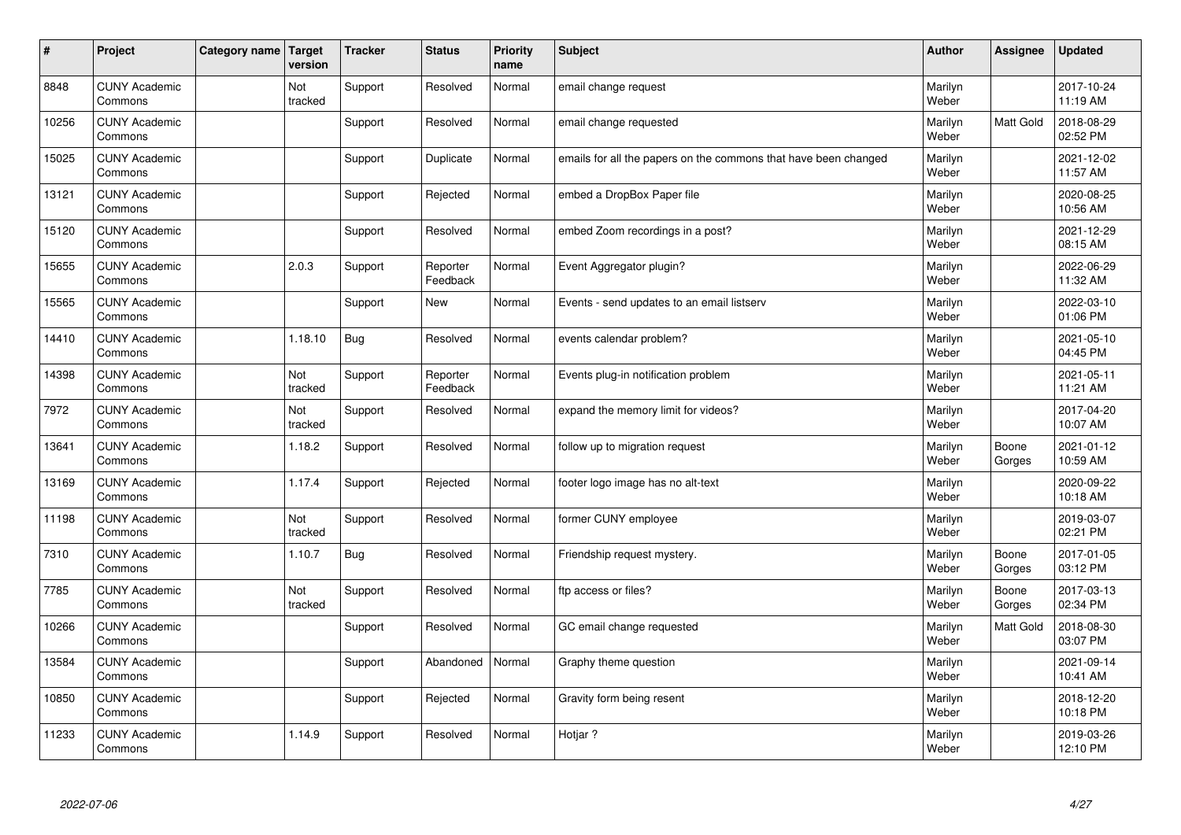| # | Project | Category name | Target version | Tracker | Status | Priority name | Subject | Author | Assignee | Updated |
|---|---|---|---|---|---|---|---|---|---|---|
| 8848 | CUNY Academic Commons | | Not tracked | Support | Resolved | Normal | email change request | Marilyn Weber | | 2017-10-24 11:19 AM |
| 10256 | CUNY Academic Commons | | | Support | Resolved | Normal | email change requested | Marilyn Weber | Matt Gold | 2018-08-29 02:52 PM |
| 15025 | CUNY Academic Commons | | | Support | Duplicate | Normal | emails for all the papers on the commons that have been changed | Marilyn Weber | | 2021-12-02 11:57 AM |
| 13121 | CUNY Academic Commons | | | Support | Rejected | Normal | embed a DropBox Paper file | Marilyn Weber | | 2020-08-25 10:56 AM |
| 15120 | CUNY Academic Commons | | | Support | Resolved | Normal | embed Zoom recordings in a post? | Marilyn Weber | | 2021-12-29 08:15 AM |
| 15655 | CUNY Academic Commons | | 2.0.3 | Support | Reporter Feedback | Normal | Event Aggregator plugin? | Marilyn Weber | | 2022-06-29 11:32 AM |
| 15565 | CUNY Academic Commons | | | Support | New | Normal | Events - send updates to an email listserv | Marilyn Weber | | 2022-03-10 01:06 PM |
| 14410 | CUNY Academic Commons | | 1.18.10 | Bug | Resolved | Normal | events calendar problem? | Marilyn Weber | | 2021-05-10 04:45 PM |
| 14398 | CUNY Academic Commons | | Not tracked | Support | Reporter Feedback | Normal | Events plug-in notification problem | Marilyn Weber | | 2021-05-11 11:21 AM |
| 7972 | CUNY Academic Commons | | Not tracked | Support | Resolved | Normal | expand the memory limit for videos? | Marilyn Weber | | 2017-04-20 10:07 AM |
| 13641 | CUNY Academic Commons | | 1.18.2 | Support | Resolved | Normal | follow up to migration request | Marilyn Weber | Boone Gorges | 2021-01-12 10:59 AM |
| 13169 | CUNY Academic Commons | | 1.17.4 | Support | Rejected | Normal | footer logo image has no alt-text | Marilyn Weber | | 2020-09-22 10:18 AM |
| 11198 | CUNY Academic Commons | | Not tracked | Support | Resolved | Normal | former CUNY employee | Marilyn Weber | | 2019-03-07 02:21 PM |
| 7310 | CUNY Academic Commons | | 1.10.7 | Bug | Resolved | Normal | Friendship request mystery. | Marilyn Weber | Boone Gorges | 2017-01-05 03:12 PM |
| 7785 | CUNY Academic Commons | | Not tracked | Support | Resolved | Normal | ftp access or files? | Marilyn Weber | Boone Gorges | 2017-03-13 02:34 PM |
| 10266 | CUNY Academic Commons | | | Support | Resolved | Normal | GC email change requested | Marilyn Weber | Matt Gold | 2018-08-30 03:07 PM |
| 13584 | CUNY Academic Commons | | | Support | Abandoned | Normal | Graphy theme question | Marilyn Weber | | 2021-09-14 10:41 AM |
| 10850 | CUNY Academic Commons | | | Support | Rejected | Normal | Gravity form being resent | Marilyn Weber | | 2018-12-20 10:18 PM |
| 11233 | CUNY Academic Commons | | 1.14.9 | Support | Resolved | Normal | Hotjar ? | Marilyn Weber | | 2019-03-26 12:10 PM |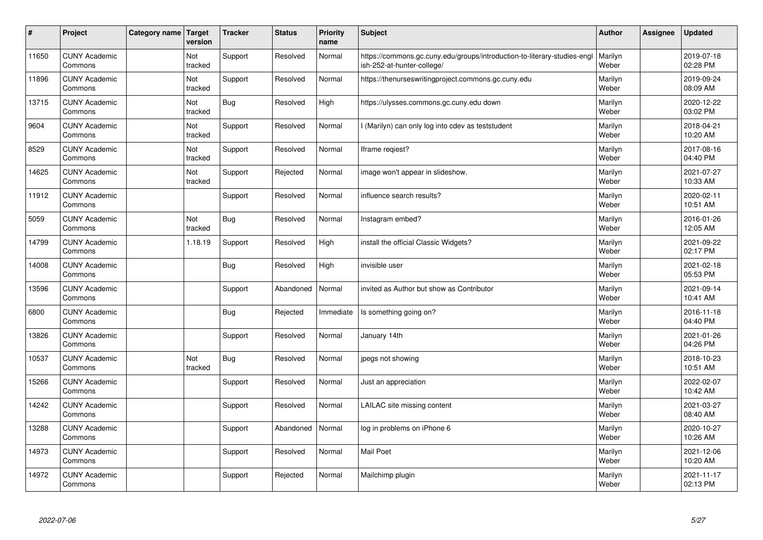| # | Project | Category name | Target version | Tracker | Status | Priority name | Subject | Author | Assignee | Updated |
|---|---|---|---|---|---|---|---|---|---|---|
| 11650 | CUNY Academic Commons | | Not tracked | Support | Resolved | Normal | https://commons.gc.cuny.edu/groups/introduction-to-literary-studies-english-252-at-hunter-college/ | Marilyn Weber | | 2019-07-18 02:28 PM |
| 11896 | CUNY Academic Commons | | Not tracked | Support | Resolved | Normal | https://thenurseswritingproject.commons.gc.cuny.edu | Marilyn Weber | | 2019-09-24 08:09 AM |
| 13715 | CUNY Academic Commons | | Not tracked | Bug | Resolved | High | https://ulysses.commons.gc.cuny.edu down | Marilyn Weber | | 2020-12-22 03:02 PM |
| 9604 | CUNY Academic Commons | | Not tracked | Support | Resolved | Normal | I (Marilyn) can only log into cdev as teststudent | Marilyn Weber | | 2018-04-21 10:20 AM |
| 8529 | CUNY Academic Commons | | Not tracked | Support | Resolved | Normal | Iframe reqiest? | Marilyn Weber | | 2017-08-16 04:40 PM |
| 14625 | CUNY Academic Commons | | Not tracked | Support | Rejected | Normal | image won't appear in slideshow. | Marilyn Weber | | 2021-07-27 10:33 AM |
| 11912 | CUNY Academic Commons | | | Support | Resolved | Normal | influence search results? | Marilyn Weber | | 2020-02-11 10:51 AM |
| 5059 | CUNY Academic Commons | | Not tracked | Bug | Resolved | Normal | Instagram embed? | Marilyn Weber | | 2016-01-26 12:05 AM |
| 14799 | CUNY Academic Commons | | 1.18.19 | Support | Resolved | High | install the official Classic Widgets? | Marilyn Weber | | 2021-09-22 02:17 PM |
| 14008 | CUNY Academic Commons | | | Bug | Resolved | High | invisible user | Marilyn Weber | | 2021-02-18 05:53 PM |
| 13596 | CUNY Academic Commons | | | Support | Abandoned | Normal | invited as Author but show as Contributor | Marilyn Weber | | 2021-09-14 10:41 AM |
| 6800 | CUNY Academic Commons | | | Bug | Rejected | Immediate | Is something going on? | Marilyn Weber | | 2016-11-18 04:40 PM |
| 13826 | CUNY Academic Commons | | | Support | Resolved | Normal | January 14th | Marilyn Weber | | 2021-01-26 04:26 PM |
| 10537 | CUNY Academic Commons | | Not tracked | Bug | Resolved | Normal | jpegs not showing | Marilyn Weber | | 2018-10-23 10:51 AM |
| 15266 | CUNY Academic Commons | | | Support | Resolved | Normal | Just an appreciation | Marilyn Weber | | 2022-02-07 10:42 AM |
| 14242 | CUNY Academic Commons | | | Support | Resolved | Normal | LAILAC site missing content | Marilyn Weber | | 2021-03-27 08:40 AM |
| 13288 | CUNY Academic Commons | | | Support | Abandoned | Normal | log in problems on iPhone 6 | Marilyn Weber | | 2020-10-27 10:26 AM |
| 14973 | CUNY Academic Commons | | | Support | Resolved | Normal | Mail Poet | Marilyn Weber | | 2021-12-06 10:20 AM |
| 14972 | CUNY Academic Commons | | | Support | Rejected | Normal | Mailchimp plugin | Marilyn Weber | | 2021-11-17 02:13 PM |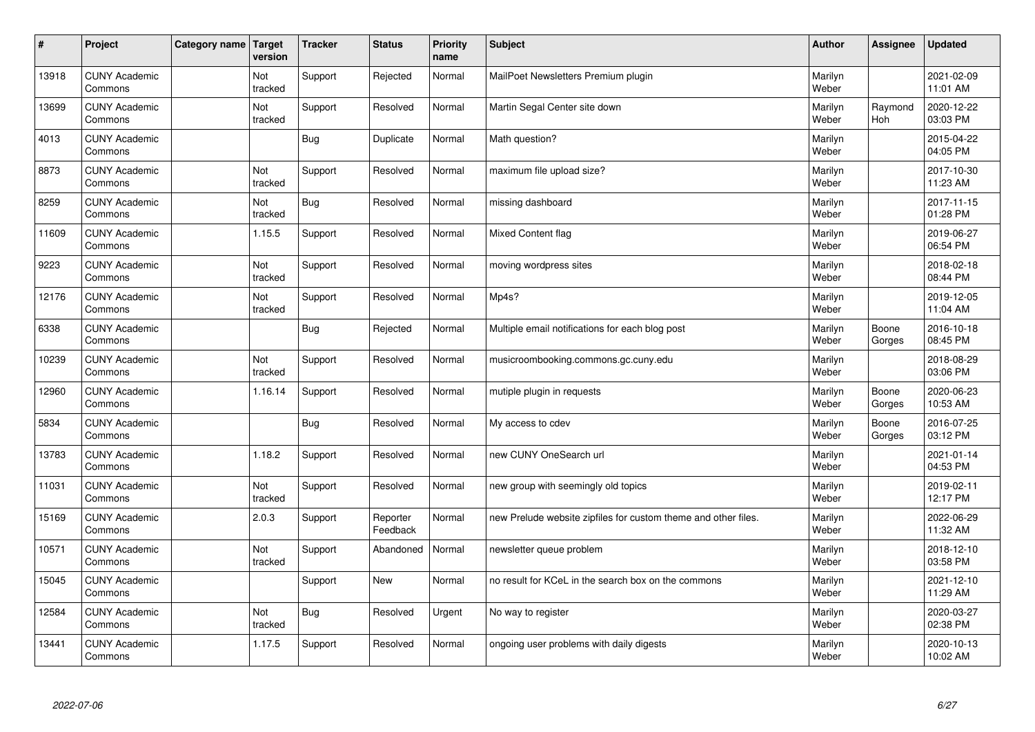| # | Project | Category name | Target version | Tracker | Status | Priority name | Subject | Author | Assignee | Updated |
|---|---|---|---|---|---|---|---|---|---|---|
| 13918 | CUNY Academic Commons | | Not tracked | Support | Rejected | Normal | MailPoet Newsletters Premium plugin | Marilyn Weber | | 2021-02-09 11:01 AM |
| 13699 | CUNY Academic Commons | | Not tracked | Support | Resolved | Normal | Martin Segal Center site down | Marilyn Weber | Raymond Hoh | 2020-12-22 03:03 PM |
| 4013 | CUNY Academic Commons | | | Bug | Duplicate | Normal | Math question? | Marilyn Weber | | 2015-04-22 04:05 PM |
| 8873 | CUNY Academic Commons | | Not tracked | Support | Resolved | Normal | maximum file upload size? | Marilyn Weber | | 2017-10-30 11:23 AM |
| 8259 | CUNY Academic Commons | | Not tracked | Bug | Resolved | Normal | missing dashboard | Marilyn Weber | | 2017-11-15 01:28 PM |
| 11609 | CUNY Academic Commons | | 1.15.5 | Support | Resolved | Normal | Mixed Content flag | Marilyn Weber | | 2019-06-27 06:54 PM |
| 9223 | CUNY Academic Commons | | Not tracked | Support | Resolved | Normal | moving wordpress sites | Marilyn Weber | | 2018-02-18 08:44 PM |
| 12176 | CUNY Academic Commons | | Not tracked | Support | Resolved | Normal | Mp4s? | Marilyn Weber | | 2019-12-05 11:04 AM |
| 6338 | CUNY Academic Commons | | | Bug | Rejected | Normal | Multiple email notifications for each blog post | Marilyn Weber | Boone Gorges | 2016-10-18 08:45 PM |
| 10239 | CUNY Academic Commons | | Not tracked | Support | Resolved | Normal | musicroombooking.commons.gc.cuny.edu | Marilyn Weber | | 2018-08-29 03:06 PM |
| 12960 | CUNY Academic Commons | | 1.16.14 | Support | Resolved | Normal | mutiple plugin in requests | Marilyn Weber | Boone Gorges | 2020-06-23 10:53 AM |
| 5834 | CUNY Academic Commons | | | Bug | Resolved | Normal | My access to cdev | Marilyn Weber | Boone Gorges | 2016-07-25 03:12 PM |
| 13783 | CUNY Academic Commons | | 1.18.2 | Support | Resolved | Normal | new CUNY OneSearch url | Marilyn Weber | | 2021-01-14 04:53 PM |
| 11031 | CUNY Academic Commons | | Not tracked | Support | Resolved | Normal | new group with seemingly old topics | Marilyn Weber | | 2019-02-11 12:17 PM |
| 15169 | CUNY Academic Commons | | 2.0.3 | Support | Reporter Feedback | Normal | new Prelude website zipfiles for custom theme and other files. | Marilyn Weber | | 2022-06-29 11:32 AM |
| 10571 | CUNY Academic Commons | | Not tracked | Support | Abandoned | Normal | newsletter queue problem | Marilyn Weber | | 2018-12-10 03:58 PM |
| 15045 | CUNY Academic Commons | | | Support | New | Normal | no result for KCeL in the search box on the commons | Marilyn Weber | | 2021-12-10 11:29 AM |
| 12584 | CUNY Academic Commons | | Not tracked | Bug | Resolved | Urgent | No way to register | Marilyn Weber | | 2020-03-27 02:38 PM |
| 13441 | CUNY Academic Commons | | 1.17.5 | Support | Resolved | Normal | ongoing user problems with daily digests | Marilyn Weber | | 2020-10-13 10:02 AM |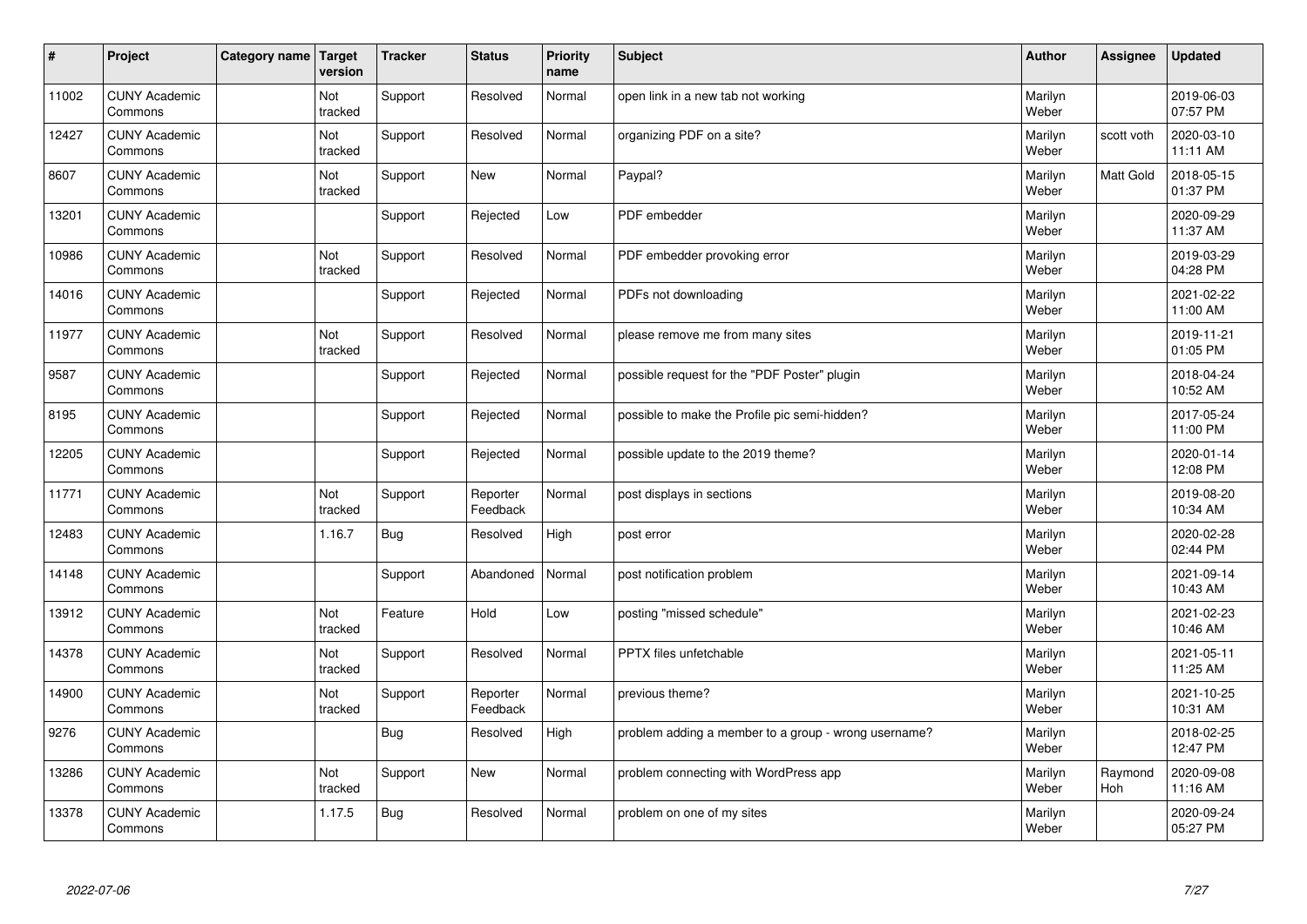| # | Project | Category name | Target version | Tracker | Status | Priority name | Subject | Author | Assignee | Updated |
|---|---|---|---|---|---|---|---|---|---|---|
| 11002 | CUNY Academic Commons | | Not tracked | Support | Resolved | Normal | open link in a new tab not working | Marilyn Weber | | 2019-06-03 07:57 PM |
| 12427 | CUNY Academic Commons | | Not tracked | Support | Resolved | Normal | organizing PDF on a site? | Marilyn Weber | scott voth | 2020-03-10 11:11 AM |
| 8607 | CUNY Academic Commons | | Not tracked | Support | New | Normal | Paypal? | Marilyn Weber | Matt Gold | 2018-05-15 01:37 PM |
| 13201 | CUNY Academic Commons | | | Support | Rejected | Low | PDF embedder | Marilyn Weber | | 2020-09-29 11:37 AM |
| 10986 | CUNY Academic Commons | | Not tracked | Support | Resolved | Normal | PDF embedder provoking error | Marilyn Weber | | 2019-03-29 04:28 PM |
| 14016 | CUNY Academic Commons | | | Support | Rejected | Normal | PDFs not downloading | Marilyn Weber | | 2021-02-22 11:00 AM |
| 11977 | CUNY Academic Commons | | Not tracked | Support | Resolved | Normal | please remove me from many sites | Marilyn Weber | | 2019-11-21 01:05 PM |
| 9587 | CUNY Academic Commons | | | Support | Rejected | Normal | possible request for the "PDF Poster" plugin | Marilyn Weber | | 2018-04-24 10:52 AM |
| 8195 | CUNY Academic Commons | | | Support | Rejected | Normal | possible to make the Profile pic semi-hidden? | Marilyn Weber | | 2017-05-24 11:00 PM |
| 12205 | CUNY Academic Commons | | | Support | Rejected | Normal | possible update to the 2019 theme? | Marilyn Weber | | 2020-01-14 12:08 PM |
| 11771 | CUNY Academic Commons | | Not tracked | Support | Reporter Feedback | Normal | post displays in sections | Marilyn Weber | | 2019-08-20 10:34 AM |
| 12483 | CUNY Academic Commons | | 1.16.7 | Bug | Resolved | High | post error | Marilyn Weber | | 2020-02-28 02:44 PM |
| 14148 | CUNY Academic Commons | | | Support | Abandoned | Normal | post notification problem | Marilyn Weber | | 2021-09-14 10:43 AM |
| 13912 | CUNY Academic Commons | | Not tracked | Feature | Hold | Low | posting "missed schedule" | Marilyn Weber | | 2021-02-23 10:46 AM |
| 14378 | CUNY Academic Commons | | Not tracked | Support | Resolved | Normal | PPTX files unfetchable | Marilyn Weber | | 2021-05-11 11:25 AM |
| 14900 | CUNY Academic Commons | | Not tracked | Support | Reporter Feedback | Normal | previous theme? | Marilyn Weber | | 2021-10-25 10:31 AM |
| 9276 | CUNY Academic Commons | | | Bug | Resolved | High | problem adding a member to a group - wrong username? | Marilyn Weber | | 2018-02-25 12:47 PM |
| 13286 | CUNY Academic Commons | | Not tracked | Support | New | Normal | problem connecting with WordPress app | Marilyn Weber | Raymond Hoh | 2020-09-08 11:16 AM |
| 13378 | CUNY Academic Commons | | 1.17.5 | Bug | Resolved | Normal | problem on one of my sites | Marilyn Weber | | 2020-09-24 05:27 PM |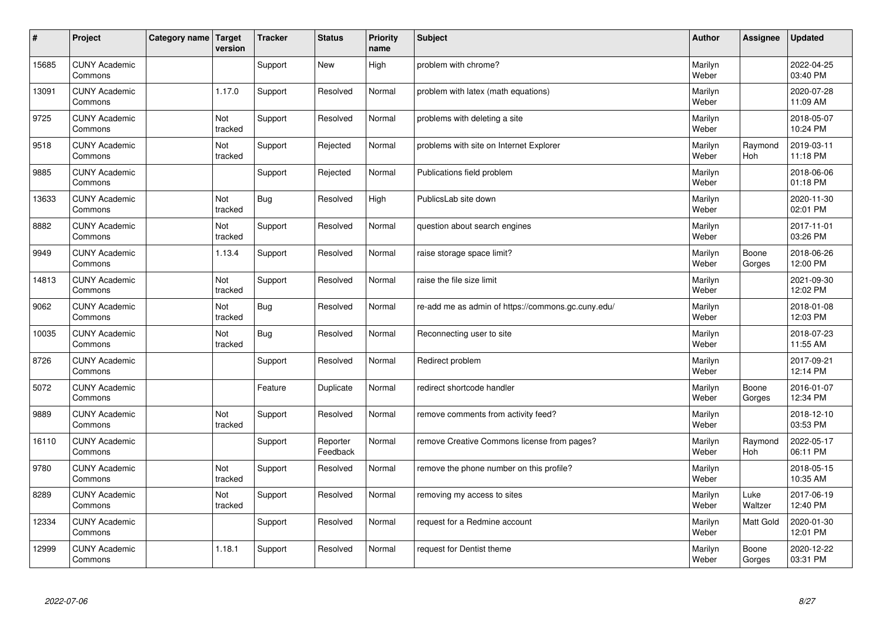| # | Project | Category name | Target version | Tracker | Status | Priority name | Subject | Author | Assignee | Updated |
|---|---|---|---|---|---|---|---|---|---|---|
| 15685 | CUNY Academic Commons | | | Support | New | High | problem with chrome? | Marilyn Weber | | 2022-04-25 03:40 PM |
| 13091 | CUNY Academic Commons | | 1.17.0 | Support | Resolved | Normal | problem with latex (math equations) | Marilyn Weber | | 2020-07-28 11:09 AM |
| 9725 | CUNY Academic Commons | | Not tracked | Support | Resolved | Normal | problems with deleting a site | Marilyn Weber | | 2018-05-07 10:24 PM |
| 9518 | CUNY Academic Commons | | Not tracked | Support | Rejected | Normal | problems with site on Internet Explorer | Marilyn Weber | Raymond Hoh | 2019-03-11 11:18 PM |
| 9885 | CUNY Academic Commons | | | Support | Rejected | Normal | Publications field problem | Marilyn Weber | | 2018-06-06 01:18 PM |
| 13633 | CUNY Academic Commons | | Not tracked | Bug | Resolved | High | PublicsLab site down | Marilyn Weber | | 2020-11-30 02:01 PM |
| 8882 | CUNY Academic Commons | | Not tracked | Support | Resolved | Normal | question about search engines | Marilyn Weber | | 2017-11-01 03:26 PM |
| 9949 | CUNY Academic Commons | | 1.13.4 | Support | Resolved | Normal | raise storage space limit? | Marilyn Weber | Boone Gorges | 2018-06-26 12:00 PM |
| 14813 | CUNY Academic Commons | | Not tracked | Support | Resolved | Normal | raise the file size limit | Marilyn Weber | | 2021-09-30 12:02 PM |
| 9062 | CUNY Academic Commons | | Not tracked | Bug | Resolved | Normal | re-add me as admin of https://commons.gc.cuny.edu/ | Marilyn Weber | | 2018-01-08 12:03 PM |
| 10035 | CUNY Academic Commons | | Not tracked | Bug | Resolved | Normal | Reconnecting user to site | Marilyn Weber | | 2018-07-23 11:55 AM |
| 8726 | CUNY Academic Commons | | | Support | Resolved | Normal | Redirect problem | Marilyn Weber | | 2017-09-21 12:14 PM |
| 5072 | CUNY Academic Commons | | | Feature | Duplicate | Normal | redirect shortcode handler | Marilyn Weber | Boone Gorges | 2016-01-07 12:34 PM |
| 9889 | CUNY Academic Commons | | Not tracked | Support | Resolved | Normal | remove comments from activity feed? | Marilyn Weber | | 2018-12-10 03:53 PM |
| 16110 | CUNY Academic Commons | | | Support | Reporter Feedback | Normal | remove Creative Commons license from pages? | Marilyn Weber | Raymond Hoh | 2022-05-17 06:11 PM |
| 9780 | CUNY Academic Commons | | Not tracked | Support | Resolved | Normal | remove the phone number on this profile? | Marilyn Weber | | 2018-05-15 10:35 AM |
| 8289 | CUNY Academic Commons | | Not tracked | Support | Resolved | Normal | removing my access to sites | Marilyn Weber | Luke Waltzer | 2017-06-19 12:40 PM |
| 12334 | CUNY Academic Commons | | | Support | Resolved | Normal | request for a Redmine account | Marilyn Weber | Matt Gold | 2020-01-30 12:01 PM |
| 12999 | CUNY Academic Commons | | 1.18.1 | Support | Resolved | Normal | request for Dentist theme | Marilyn Weber | Boone Gorges | 2020-12-22 03:31 PM |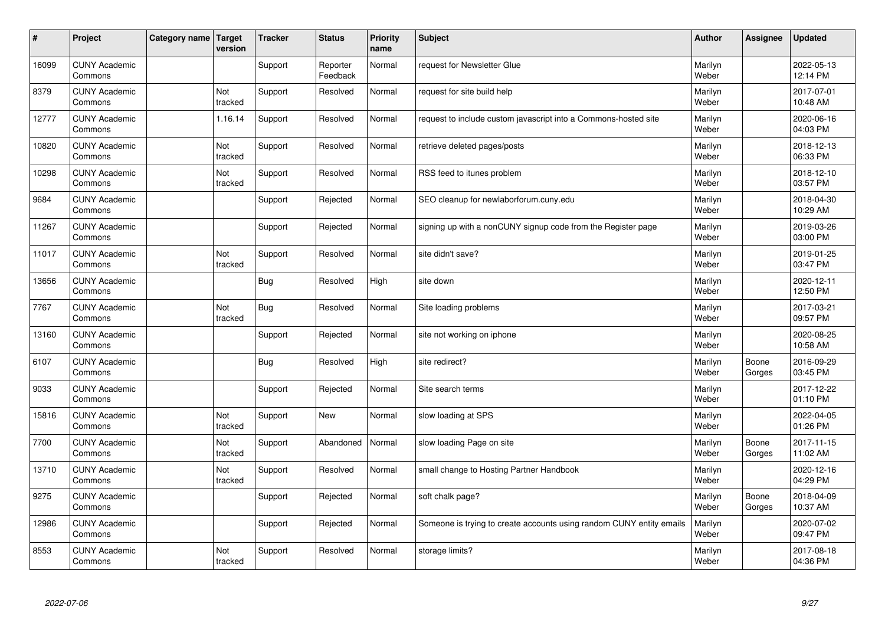| # | Project | Category name | Target version | Tracker | Status | Priority name | Subject | Author | Assignee | Updated |
|---|---|---|---|---|---|---|---|---|---|---|
| 16099 | CUNY Academic Commons | | | Support | Reporter Feedback | Normal | request for Newsletter Glue | Marilyn Weber | | 2022-05-13 12:14 PM |
| 8379 | CUNY Academic Commons | | Not tracked | Support | Resolved | Normal | request for site build help | Marilyn Weber | | 2017-07-01 10:48 AM |
| 12777 | CUNY Academic Commons | | 1.16.14 | Support | Resolved | Normal | request to include custom javascript into a Commons-hosted site | Marilyn Weber | | 2020-06-16 04:03 PM |
| 10820 | CUNY Academic Commons | | Not tracked | Support | Resolved | Normal | retrieve deleted pages/posts | Marilyn Weber | | 2018-12-13 06:33 PM |
| 10298 | CUNY Academic Commons | | Not tracked | Support | Resolved | Normal | RSS feed to itunes problem | Marilyn Weber | | 2018-12-10 03:57 PM |
| 9684 | CUNY Academic Commons | | | Support | Rejected | Normal | SEO cleanup for newlaborforum.cuny.edu | Marilyn Weber | | 2018-04-30 10:29 AM |
| 11267 | CUNY Academic Commons | | | Support | Rejected | Normal | signing up with a nonCUNY signup code from the Register page | Marilyn Weber | | 2019-03-26 03:00 PM |
| 11017 | CUNY Academic Commons | | Not tracked | Support | Resolved | Normal | site didn't save? | Marilyn Weber | | 2019-01-25 03:47 PM |
| 13656 | CUNY Academic Commons | | | Bug | Resolved | High | site down | Marilyn Weber | | 2020-12-11 12:50 PM |
| 7767 | CUNY Academic Commons | | Not tracked | Bug | Resolved | Normal | Site loading problems | Marilyn Weber | | 2017-03-21 09:57 PM |
| 13160 | CUNY Academic Commons | | | Support | Rejected | Normal | site not working on iphone | Marilyn Weber | | 2020-08-25 10:58 AM |
| 6107 | CUNY Academic Commons | | | Bug | Resolved | High | site redirect? | Marilyn Weber | Boone Gorges | 2016-09-29 03:45 PM |
| 9033 | CUNY Academic Commons | | | Support | Rejected | Normal | Site search terms | Marilyn Weber | | 2017-12-22 01:10 PM |
| 15816 | CUNY Academic Commons | | Not tracked | Support | New | Normal | slow loading at SPS | Marilyn Weber | | 2022-04-05 01:26 PM |
| 7700 | CUNY Academic Commons | | Not tracked | Support | Abandoned | Normal | slow loading Page on site | Marilyn Weber | Boone Gorges | 2017-11-15 11:02 AM |
| 13710 | CUNY Academic Commons | | Not tracked | Support | Resolved | Normal | small change to Hosting Partner Handbook | Marilyn Weber | | 2020-12-16 04:29 PM |
| 9275 | CUNY Academic Commons | | | Support | Rejected | Normal | soft chalk page? | Marilyn Weber | Boone Gorges | 2018-04-09 10:37 AM |
| 12986 | CUNY Academic Commons | | | Support | Rejected | Normal | Someone is trying to create accounts using random CUNY entity emails | Marilyn Weber | | 2020-07-02 09:47 PM |
| 8553 | CUNY Academic Commons | | Not tracked | Support | Resolved | Normal | storage limits? | Marilyn Weber | | 2017-08-18 04:36 PM |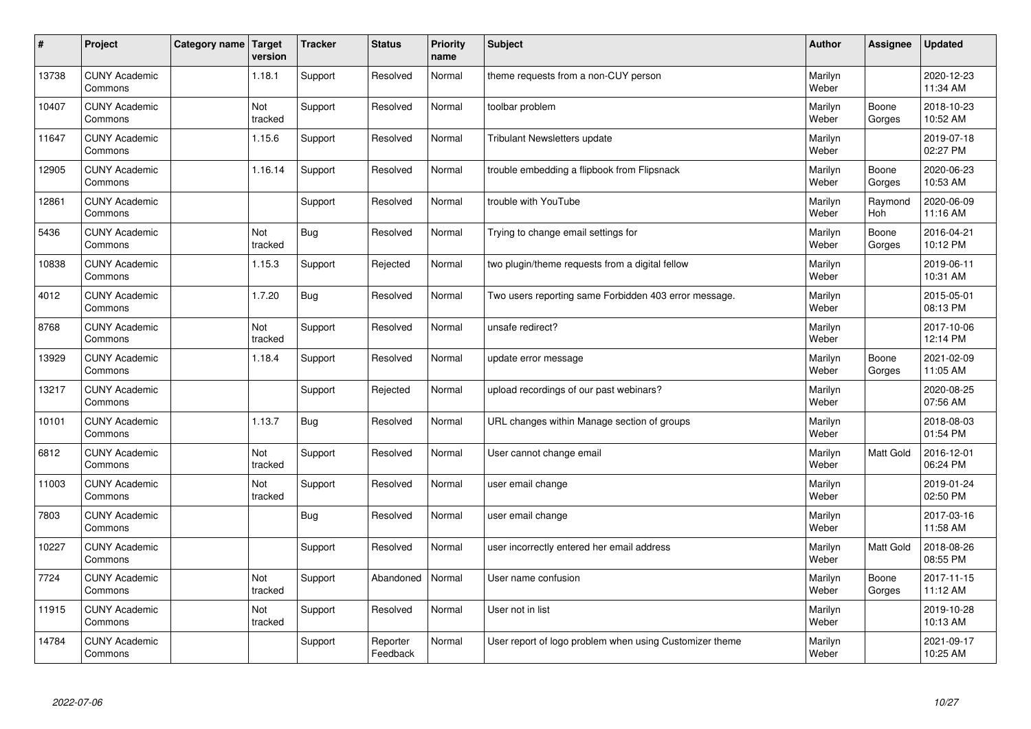| # | Project | Category name | Target version | Tracker | Status | Priority name | Subject | Author | Assignee | Updated |
|---|---|---|---|---|---|---|---|---|---|---|
| 13738 | CUNY Academic Commons | | 1.18.1 | Support | Resolved | Normal | theme requests from a non-CUY person | Marilyn Weber | | 2020-12-23 11:34 AM |
| 10407 | CUNY Academic Commons | | Not tracked | Support | Resolved | Normal | toolbar problem | Marilyn Weber | Boone Gorges | 2018-10-23 10:52 AM |
| 11647 | CUNY Academic Commons | | 1.15.6 | Support | Resolved | Normal | Tribulant Newsletters update | Marilyn Weber | | 2019-07-18 02:27 PM |
| 12905 | CUNY Academic Commons | | 1.16.14 | Support | Resolved | Normal | trouble embedding a flipbook from Flipsnack | Marilyn Weber | Boone Gorges | 2020-06-23 10:53 AM |
| 12861 | CUNY Academic Commons | | | Support | Resolved | Normal | trouble with YouTube | Marilyn Weber | Raymond Hoh | 2020-06-09 11:16 AM |
| 5436 | CUNY Academic Commons | | Not tracked | Bug | Resolved | Normal | Trying to change email settings for | Marilyn Weber | Boone Gorges | 2016-04-21 10:12 PM |
| 10838 | CUNY Academic Commons | | 1.15.3 | Support | Rejected | Normal | two plugin/theme requests from a digital fellow | Marilyn Weber | | 2019-06-11 10:31 AM |
| 4012 | CUNY Academic Commons | | 1.7.20 | Bug | Resolved | Normal | Two users reporting same Forbidden 403 error message. | Marilyn Weber | | 2015-05-01 08:13 PM |
| 8768 | CUNY Academic Commons | | Not tracked | Support | Resolved | Normal | unsafe redirect? | Marilyn Weber | | 2017-10-06 12:14 PM |
| 13929 | CUNY Academic Commons | | 1.18.4 | Support | Resolved | Normal | update error message | Marilyn Weber | Boone Gorges | 2021-02-09 11:05 AM |
| 13217 | CUNY Academic Commons | | | Support | Rejected | Normal | upload recordings of our past webinars? | Marilyn Weber | | 2020-08-25 07:56 AM |
| 10101 | CUNY Academic Commons | | 1.13.7 | Bug | Resolved | Normal | URL changes within Manage section of groups | Marilyn Weber | | 2018-08-03 01:54 PM |
| 6812 | CUNY Academic Commons | | Not tracked | Support | Resolved | Normal | User cannot change email | Marilyn Weber | Matt Gold | 2016-12-01 06:24 PM |
| 11003 | CUNY Academic Commons | | Not tracked | Support | Resolved | Normal | user email change | Marilyn Weber | | 2019-01-24 02:50 PM |
| 7803 | CUNY Academic Commons | | | Bug | Resolved | Normal | user email change | Marilyn Weber | | 2017-03-16 11:58 AM |
| 10227 | CUNY Academic Commons | | | Support | Resolved | Normal | user incorrectly entered her email address | Marilyn Weber | Matt Gold | 2018-08-26 08:55 PM |
| 7724 | CUNY Academic Commons | | Not tracked | Support | Abandoned | Normal | User name confusion | Marilyn Weber | Boone Gorges | 2017-11-15 11:12 AM |
| 11915 | CUNY Academic Commons | | Not tracked | Support | Resolved | Normal | User not in list | Marilyn Weber | | 2019-10-28 10:13 AM |
| 14784 | CUNY Academic Commons | | | Support | Reporter Feedback | Normal | User report of logo problem when using Customizer theme | Marilyn Weber | | 2021-09-17 10:25 AM |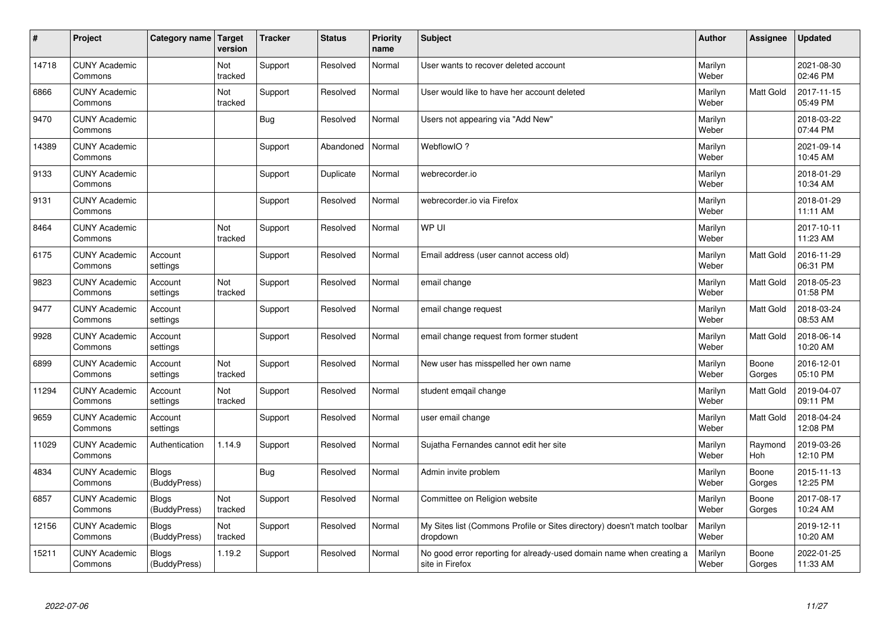| # | Project | Category name | Target version | Tracker | Status | Priority name | Subject | Author | Assignee | Updated |
|---|---|---|---|---|---|---|---|---|---|---|
| 14718 | CUNY Academic Commons | | Not tracked | Support | Resolved | Normal | User wants to recover deleted account | Marilyn Weber | | 2021-08-30 02:46 PM |
| 6866 | CUNY Academic Commons | | Not tracked | Support | Resolved | Normal | User would like to have her account deleted | Marilyn Weber | Matt Gold | 2017-11-15 05:49 PM |
| 9470 | CUNY Academic Commons | | | Bug | Resolved | Normal | Users not appearing via "Add New" | Marilyn Weber | | 2018-03-22 07:44 PM |
| 14389 | CUNY Academic Commons | | | Support | Abandoned | Normal | WebflowIO ? | Marilyn Weber | | 2021-09-14 10:45 AM |
| 9133 | CUNY Academic Commons | | | Support | Duplicate | Normal | webrecorder.io | Marilyn Weber | | 2018-01-29 10:34 AM |
| 9131 | CUNY Academic Commons | | | Support | Resolved | Normal | webrecorder.io via Firefox | Marilyn Weber | | 2018-01-29 11:11 AM |
| 8464 | CUNY Academic Commons | | Not tracked | Support | Resolved | Normal | WP UI | Marilyn Weber | | 2017-10-11 11:23 AM |
| 6175 | CUNY Academic Commons | Account settings | | Support | Resolved | Normal | Email address (user cannot access old) | Marilyn Weber | Matt Gold | 2016-11-29 06:31 PM |
| 9823 | CUNY Academic Commons | Account settings | Not tracked | Support | Resolved | Normal | email change | Marilyn Weber | Matt Gold | 2018-05-23 01:58 PM |
| 9477 | CUNY Academic Commons | Account settings | | Support | Resolved | Normal | email change request | Marilyn Weber | Matt Gold | 2018-03-24 08:53 AM |
| 9928 | CUNY Academic Commons | Account settings | | Support | Resolved | Normal | email change request from former student | Marilyn Weber | Matt Gold | 2018-06-14 10:20 AM |
| 6899 | CUNY Academic Commons | Account settings | Not tracked | Support | Resolved | Normal | New user has misspelled her own name | Marilyn Weber | Boone Gorges | 2016-12-01 05:10 PM |
| 11294 | CUNY Academic Commons | Account settings | Not tracked | Support | Resolved | Normal | student emqail change | Marilyn Weber | Matt Gold | 2019-04-07 09:11 PM |
| 9659 | CUNY Academic Commons | Account settings | | Support | Resolved | Normal | user email change | Marilyn Weber | Matt Gold | 2018-04-24 12:08 PM |
| 11029 | CUNY Academic Commons | Authentication | 1.14.9 | Support | Resolved | Normal | Sujatha Fernandes cannot edit her site | Marilyn Weber | Raymond Hoh | 2019-03-26 12:10 PM |
| 4834 | CUNY Academic Commons | Blogs (BuddyPress) | | Bug | Resolved | Normal | Admin invite problem | Marilyn Weber | Boone Gorges | 2015-11-13 12:25 PM |
| 6857 | CUNY Academic Commons | Blogs (BuddyPress) | Not tracked | Support | Resolved | Normal | Committee on Religion website | Marilyn Weber | Boone Gorges | 2017-08-17 10:24 AM |
| 12156 | CUNY Academic Commons | Blogs (BuddyPress) | Not tracked | Support | Resolved | Normal | My Sites list (Commons Profile or Sites directory) doesn't match toolbar dropdown | Marilyn Weber | | 2019-12-11 10:20 AM |
| 15211 | CUNY Academic Commons | Blogs (BuddyPress) | 1.19.2 | Support | Resolved | Normal | No good error reporting for already-used domain name when creating a site in Firefox | Marilyn Weber | Boone Gorges | 2022-01-25 11:33 AM |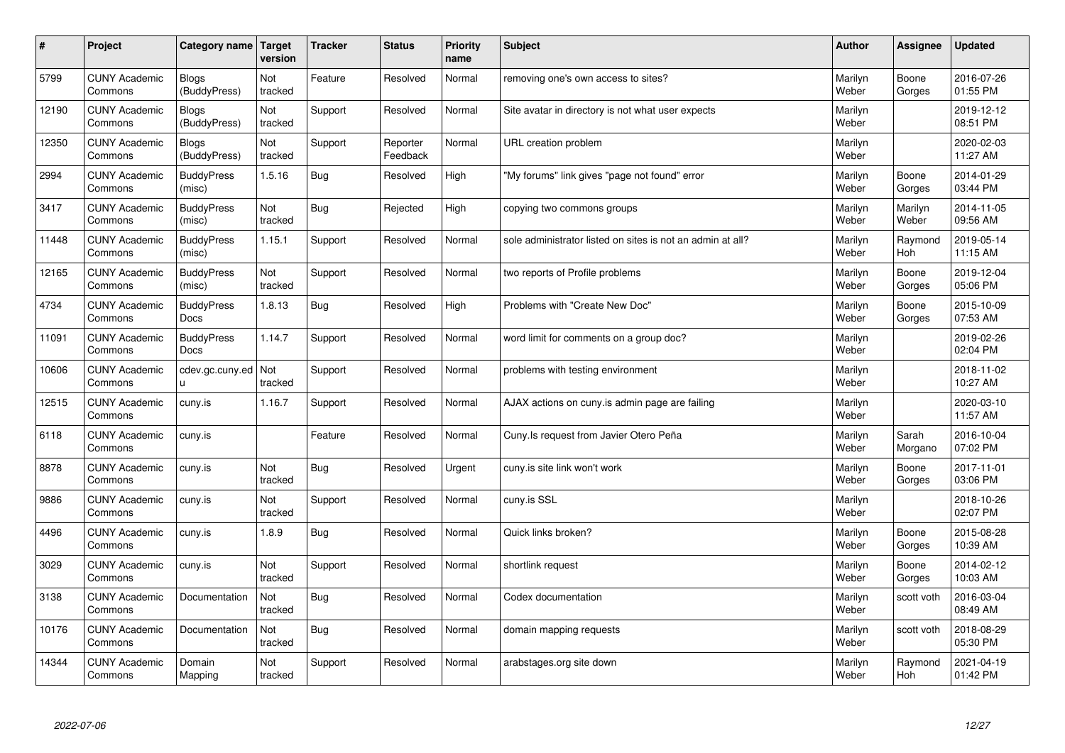| # | Project | Category name | Target version | Tracker | Status | Priority name | Subject | Author | Assignee | Updated |
|---|---|---|---|---|---|---|---|---|---|---|
| 5799 | CUNY Academic Commons | Blogs (BuddyPress) | Not tracked | Feature | Resolved | Normal | removing one's own access to sites? | Marilyn Weber | Boone Gorges | 2016-07-26 01:55 PM |
| 12190 | CUNY Academic Commons | Blogs (BuddyPress) | Not tracked | Support | Resolved | Normal | Site avatar in directory is not what user expects | Marilyn Weber | | 2019-12-12 08:51 PM |
| 12350 | CUNY Academic Commons | Blogs (BuddyPress) | Not tracked | Support | Reporter Feedback | Normal | URL creation problem | Marilyn Weber | | 2020-02-03 11:27 AM |
| 2994 | CUNY Academic Commons | BuddyPress (misc) | 1.5.16 | Bug | Resolved | High | "My forums" link gives "page not found" error | Marilyn Weber | Boone Gorges | 2014-01-29 03:44 PM |
| 3417 | CUNY Academic Commons | BuddyPress (misc) | Not tracked | Bug | Rejected | High | copying two commons groups | Marilyn Weber | Marilyn Weber | 2014-11-05 09:56 AM |
| 11448 | CUNY Academic Commons | BuddyPress (misc) | 1.15.1 | Support | Resolved | Normal | sole administrator listed on sites is not an admin at all? | Marilyn Weber | Raymond Hoh | 2019-05-14 11:15 AM |
| 12165 | CUNY Academic Commons | BuddyPress (misc) | Not tracked | Support | Resolved | Normal | two reports of Profile problems | Marilyn Weber | Boone Gorges | 2019-12-04 05:06 PM |
| 4734 | CUNY Academic Commons | BuddyPress Docs | 1.8.13 | Bug | Resolved | High | Problems with "Create New Doc" | Marilyn Weber | Boone Gorges | 2015-10-09 07:53 AM |
| 11091 | CUNY Academic Commons | BuddyPress Docs | 1.14.7 | Support | Resolved | Normal | word limit for comments on a group doc? | Marilyn Weber | | 2019-02-26 02:04 PM |
| 10606 | CUNY Academic Commons | cdev.gc.cuny.edu | Not tracked | Support | Resolved | Normal | problems with testing environment | Marilyn Weber | | 2018-11-02 10:27 AM |
| 12515 | CUNY Academic Commons | cuny.is | 1.16.7 | Support | Resolved | Normal | AJAX actions on cuny.is admin page are failing | Marilyn Weber | | 2020-03-10 11:57 AM |
| 6118 | CUNY Academic Commons | cuny.is | | Feature | Resolved | Normal | Cuny.Is request from Javier Otero Peña | Marilyn Weber | Sarah Morgano | 2016-10-04 07:02 PM |
| 8878 | CUNY Academic Commons | cuny.is | Not tracked | Bug | Resolved | Urgent | cuny.is site link won't work | Marilyn Weber | Boone Gorges | 2017-11-01 03:06 PM |
| 9886 | CUNY Academic Commons | cuny.is | Not tracked | Support | Resolved | Normal | cuny.is SSL | Marilyn Weber | | 2018-10-26 02:07 PM |
| 4496 | CUNY Academic Commons | cuny.is | 1.8.9 | Bug | Resolved | Normal | Quick links broken? | Marilyn Weber | Boone Gorges | 2015-08-28 10:39 AM |
| 3029 | CUNY Academic Commons | cuny.is | Not tracked | Support | Resolved | Normal | shortlink request | Marilyn Weber | Boone Gorges | 2014-02-12 10:03 AM |
| 3138 | CUNY Academic Commons | Documentation | Not tracked | Bug | Resolved | Normal | Codex documentation | Marilyn Weber | scott voth | 2016-03-04 08:49 AM |
| 10176 | CUNY Academic Commons | Documentation | Not tracked | Bug | Resolved | Normal | domain mapping requests | Marilyn Weber | scott voth | 2018-08-29 05:30 PM |
| 14344 | CUNY Academic Commons | Domain Mapping | Not tracked | Support | Resolved | Normal | arabstages.org site down | Marilyn Weber | Raymond Hoh | 2021-04-19 01:42 PM |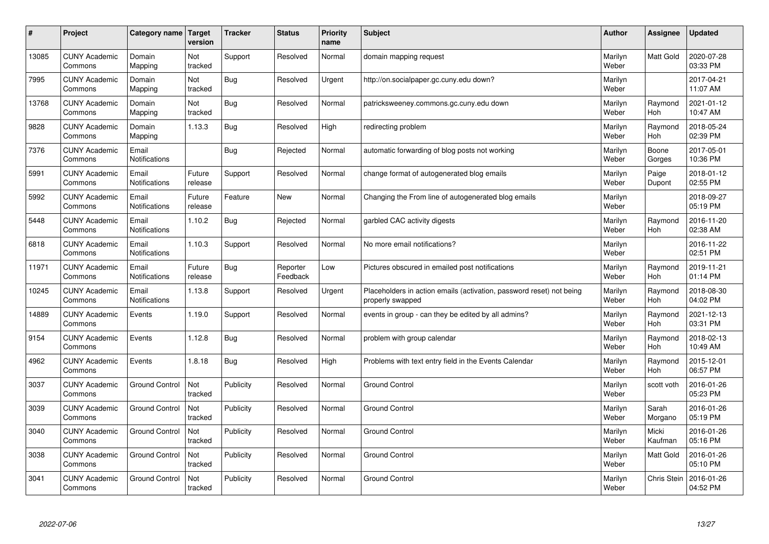| # | Project | Category name | Target version | Tracker | Status | Priority name | Subject | Author | Assignee | Updated |
|---|---|---|---|---|---|---|---|---|---|---|
| 13085 | CUNY Academic Commons | Domain Mapping | Not tracked | Support | Resolved | Normal | domain mapping request | Marilyn Weber | Matt Gold | 2020-07-28 03:33 PM |
| 7995 | CUNY Academic Commons | Domain Mapping | Not tracked | Bug | Resolved | Urgent | http://on.socialpaper.gc.cuny.edu down? | Marilyn Weber | | 2017-04-21 11:07 AM |
| 13768 | CUNY Academic Commons | Domain Mapping | Not tracked | Bug | Resolved | Normal | patricksweeney.commons.gc.cuny.edu down | Marilyn Weber | Raymond Hoh | 2021-01-12 10:47 AM |
| 9828 | CUNY Academic Commons | Domain Mapping | 1.13.3 | Bug | Resolved | High | redirecting problem | Marilyn Weber | Raymond Hoh | 2018-05-24 02:39 PM |
| 7376 | CUNY Academic Commons | Email Notifications | | Bug | Rejected | Normal | automatic forwarding of blog posts not working | Marilyn Weber | Boone Gorges | 2017-05-01 10:36 PM |
| 5991 | CUNY Academic Commons | Email Notifications | Future release | Support | Resolved | Normal | change format of autogenerated blog emails | Marilyn Weber | Paige Dupont | 2018-01-12 02:55 PM |
| 5992 | CUNY Academic Commons | Email Notifications | Future release | Feature | New | Normal | Changing the From line of autogenerated blog emails | Marilyn Weber | | 2018-09-27 05:19 PM |
| 5448 | CUNY Academic Commons | Email Notifications | 1.10.2 | Bug | Rejected | Normal | garbled CAC activity digests | Marilyn Weber | Raymond Hoh | 2016-11-20 02:38 AM |
| 6818 | CUNY Academic Commons | Email Notifications | 1.10.3 | Support | Resolved | Normal | No more email notifications? | Marilyn Weber | | 2016-11-22 02:51 PM |
| 11971 | CUNY Academic Commons | Email Notifications | Future release | Bug | Reporter Feedback | Low | Pictures obscured in emailed post notifications | Marilyn Weber | Raymond Hoh | 2019-11-21 01:14 PM |
| 10245 | CUNY Academic Commons | Email Notifications | 1.13.8 | Support | Resolved | Urgent | Placeholders in action emails (activation, password reset) not being properly swapped | Marilyn Weber | Raymond Hoh | 2018-08-30 04:02 PM |
| 14889 | CUNY Academic Commons | Events | 1.19.0 | Support | Resolved | Normal | events in group - can they be edited by all admins? | Marilyn Weber | Raymond Hoh | 2021-12-13 03:31 PM |
| 9154 | CUNY Academic Commons | Events | 1.12.8 | Bug | Resolved | Normal | problem with group calendar | Marilyn Weber | Raymond Hoh | 2018-02-13 10:49 AM |
| 4962 | CUNY Academic Commons | Events | 1.8.18 | Bug | Resolved | High | Problems with text entry field in the Events Calendar | Marilyn Weber | Raymond Hoh | 2015-12-01 06:57 PM |
| 3037 | CUNY Academic Commons | Ground Control | Not tracked | Publicity | Resolved | Normal | Ground Control | Marilyn Weber | scott voth | 2016-01-26 05:23 PM |
| 3039 | CUNY Academic Commons | Ground Control | Not tracked | Publicity | Resolved | Normal | Ground Control | Marilyn Weber | Sarah Morgano | 2016-01-26 05:19 PM |
| 3040 | CUNY Academic Commons | Ground Control | Not tracked | Publicity | Resolved | Normal | Ground Control | Marilyn Weber | Micki Kaufman | 2016-01-26 05:16 PM |
| 3038 | CUNY Academic Commons | Ground Control | Not tracked | Publicity | Resolved | Normal | Ground Control | Marilyn Weber | Matt Gold | 2016-01-26 05:10 PM |
| 3041 | CUNY Academic Commons | Ground Control | Not tracked | Publicity | Resolved | Normal | Ground Control | Marilyn Weber | Chris Stein | 2016-01-26 04:52 PM |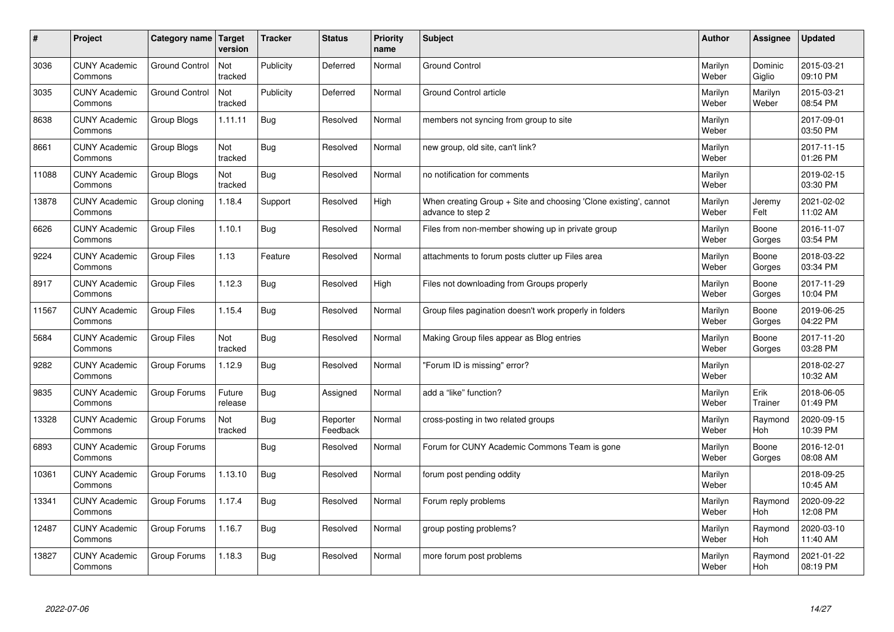| # | Project | Category name | Target version | Tracker | Status | Priority name | Subject | Author | Assignee | Updated |
|---|---|---|---|---|---|---|---|---|---|---|
| 3036 | CUNY Academic Commons | Ground Control | Not tracked | Publicity | Deferred | Normal | Ground Control | Marilyn Weber | Dominic Giglio | 2015-03-21 09:10 PM |
| 3035 | CUNY Academic Commons | Ground Control | Not tracked | Publicity | Deferred | Normal | Ground Control article | Marilyn Weber | Marilyn Weber | 2015-03-21 08:54 PM |
| 8638 | CUNY Academic Commons | Group Blogs | 1.11.11 | Bug | Resolved | Normal | members not syncing from group to site | Marilyn Weber | | 2017-09-01 03:50 PM |
| 8661 | CUNY Academic Commons | Group Blogs | Not tracked | Bug | Resolved | Normal | new group, old site, can't link? | Marilyn Weber | | 2017-11-15 01:26 PM |
| 11088 | CUNY Academic Commons | Group Blogs | Not tracked | Bug | Resolved | Normal | no notification for comments | Marilyn Weber | | 2019-02-15 03:30 PM |
| 13878 | CUNY Academic Commons | Group cloning | 1.18.4 | Support | Resolved | High | When creating Group + Site and choosing 'Clone existing', cannot advance to step 2 | Marilyn Weber | Jeremy Felt | 2021-02-02 11:02 AM |
| 6626 | CUNY Academic Commons | Group Files | 1.10.1 | Bug | Resolved | Normal | Files from non-member showing up in private group | Marilyn Weber | Boone Gorges | 2016-11-07 03:54 PM |
| 9224 | CUNY Academic Commons | Group Files | 1.13 | Feature | Resolved | Normal | attachments to forum posts clutter up Files area | Marilyn Weber | Boone Gorges | 2018-03-22 03:34 PM |
| 8917 | CUNY Academic Commons | Group Files | 1.12.3 | Bug | Resolved | High | Files not downloading from Groups properly | Marilyn Weber | Boone Gorges | 2017-11-29 10:04 PM |
| 11567 | CUNY Academic Commons | Group Files | 1.15.4 | Bug | Resolved | Normal | Group files pagination doesn't work properly in folders | Marilyn Weber | Boone Gorges | 2019-06-25 04:22 PM |
| 5684 | CUNY Academic Commons | Group Files | Not tracked | Bug | Resolved | Normal | Making Group files appear as Blog entries | Marilyn Weber | Boone Gorges | 2017-11-20 03:28 PM |
| 9282 | CUNY Academic Commons | Group Forums | 1.12.9 | Bug | Resolved | Normal | "Forum ID is missing" error? | Marilyn Weber | | 2018-02-27 10:32 AM |
| 9835 | CUNY Academic Commons | Group Forums | Future release | Bug | Assigned | Normal | add a "like" function? | Marilyn Weber | Erik Trainer | 2018-06-05 01:49 PM |
| 13328 | CUNY Academic Commons | Group Forums | Not tracked | Bug | Reporter Feedback | Normal | cross-posting in two related groups | Marilyn Weber | Raymond Hoh | 2020-09-15 10:39 PM |
| 6893 | CUNY Academic Commons | Group Forums | | Bug | Resolved | Normal | Forum for CUNY Academic Commons Team is gone | Marilyn Weber | Boone Gorges | 2016-12-01 08:08 AM |
| 10361 | CUNY Academic Commons | Group Forums | 1.13.10 | Bug | Resolved | Normal | forum post pending oddity | Marilyn Weber | | 2018-09-25 10:45 AM |
| 13341 | CUNY Academic Commons | Group Forums | 1.17.4 | Bug | Resolved | Normal | Forum reply problems | Marilyn Weber | Raymond Hoh | 2020-09-22 12:08 PM |
| 12487 | CUNY Academic Commons | Group Forums | 1.16.7 | Bug | Resolved | Normal | group posting problems? | Marilyn Weber | Raymond Hoh | 2020-03-10 11:40 AM |
| 13827 | CUNY Academic Commons | Group Forums | 1.18.3 | Bug | Resolved | Normal | more forum post problems | Marilyn Weber | Raymond Hoh | 2021-01-22 08:19 PM |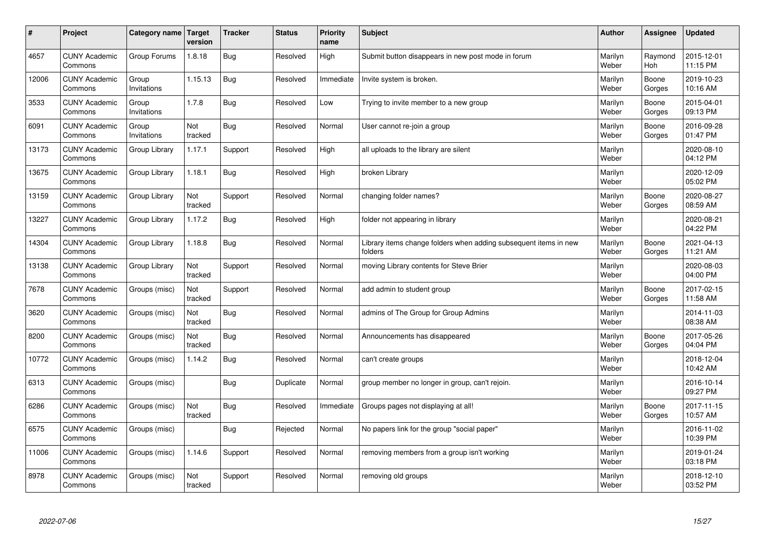| # | Project | Category name | Target version | Tracker | Status | Priority name | Subject | Author | Assignee | Updated |
|---|---|---|---|---|---|---|---|---|---|---|
| 4657 | CUNY Academic Commons | Group Forums | 1.8.18 | Bug | Resolved | High | Submit button disappears in new post mode in forum | Marilyn Weber | Raymond Hoh | 2015-12-01 11:15 PM |
| 12006 | CUNY Academic Commons | Group Invitations | 1.15.13 | Bug | Resolved | Immediate | Invite system is broken. | Marilyn Weber | Boone Gorges | 2019-10-23 10:16 AM |
| 3533 | CUNY Academic Commons | Group Invitations | 1.7.8 | Bug | Resolved | Low | Trying to invite member to a new group | Marilyn Weber | Boone Gorges | 2015-04-01 09:13 PM |
| 6091 | CUNY Academic Commons | Group Invitations | Not tracked | Bug | Resolved | Normal | User cannot re-join a group | Marilyn Weber | Boone Gorges | 2016-09-28 01:47 PM |
| 13173 | CUNY Academic Commons | Group Library | 1.17.1 | Support | Resolved | High | all uploads to the library are silent | Marilyn Weber | | 2020-08-10 04:12 PM |
| 13675 | CUNY Academic Commons | Group Library | 1.18.1 | Bug | Resolved | High | broken Library | Marilyn Weber | | 2020-12-09 05:02 PM |
| 13159 | CUNY Academic Commons | Group Library | Not tracked | Support | Resolved | Normal | changing folder names? | Marilyn Weber | Boone Gorges | 2020-08-27 08:59 AM |
| 13227 | CUNY Academic Commons | Group Library | 1.17.2 | Bug | Resolved | High | folder not appearing in library | Marilyn Weber | | 2020-08-21 04:22 PM |
| 14304 | CUNY Academic Commons | Group Library | 1.18.8 | Bug | Resolved | Normal | Library items change folders when adding subsequent items in new folders | Marilyn Weber | Boone Gorges | 2021-04-13 11:21 AM |
| 13138 | CUNY Academic Commons | Group Library | Not tracked | Support | Resolved | Normal | moving Library contents for Steve Brier | Marilyn Weber | | 2020-08-03 04:00 PM |
| 7678 | CUNY Academic Commons | Groups (misc) | Not tracked | Support | Resolved | Normal | add admin to student group | Marilyn Weber | Boone Gorges | 2017-02-15 11:58 AM |
| 3620 | CUNY Academic Commons | Groups (misc) | Not tracked | Bug | Resolved | Normal | admins of The Group for Group Admins | Marilyn Weber | | 2014-11-03 08:38 AM |
| 8200 | CUNY Academic Commons | Groups (misc) | Not tracked | Bug | Resolved | Normal | Announcements has disappeared | Marilyn Weber | Boone Gorges | 2017-05-26 04:04 PM |
| 10772 | CUNY Academic Commons | Groups (misc) | 1.14.2 | Bug | Resolved | Normal | can't create groups | Marilyn Weber | | 2018-12-04 10:42 AM |
| 6313 | CUNY Academic Commons | Groups (misc) | | Bug | Duplicate | Normal | group member no longer in group, can't rejoin. | Marilyn Weber | | 2016-10-14 09:27 PM |
| 6286 | CUNY Academic Commons | Groups (misc) | Not tracked | Bug | Resolved | Immediate | Groups pages not displaying at all! | Marilyn Weber | Boone Gorges | 2017-11-15 10:57 AM |
| 6575 | CUNY Academic Commons | Groups (misc) | | Bug | Rejected | Normal | No papers link for the group "social paper" | Marilyn Weber | | 2016-11-02 10:39 PM |
| 11006 | CUNY Academic Commons | Groups (misc) | 1.14.6 | Support | Resolved | Normal | removing members from a group isn't working | Marilyn Weber | | 2019-01-24 03:18 PM |
| 8978 | CUNY Academic Commons | Groups (misc) | Not tracked | Support | Resolved | Normal | removing old groups | Marilyn Weber | | 2018-12-10 03:52 PM |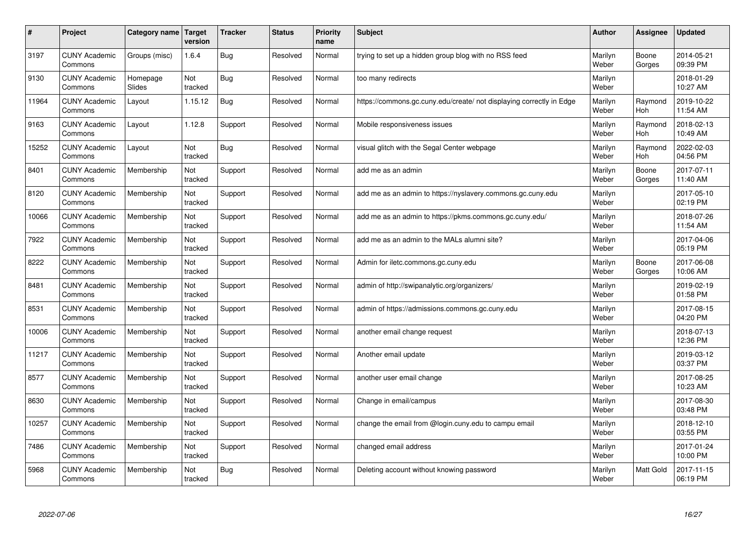| # | Project | Category name | Target version | Tracker | Status | Priority name | Subject | Author | Assignee | Updated |
|---|---|---|---|---|---|---|---|---|---|---|
| 3197 | CUNY Academic Commons | Groups (misc) | 1.6.4 | Bug | Resolved | Normal | trying to set up a hidden group blog with no RSS feed | Marilyn Weber | Boone Gorges | 2014-05-21 09:39 PM |
| 9130 | CUNY Academic Commons | Homepage Slides | Not tracked | Bug | Resolved | Normal | too many redirects | Marilyn Weber | | 2018-01-29 10:27 AM |
| 11964 | CUNY Academic Commons | Layout | 1.15.12 | Bug | Resolved | Normal | https://commons.gc.cuny.edu/create/ not displaying correctly in Edge | Marilyn Weber | Raymond Hoh | 2019-10-22 11:54 AM |
| 9163 | CUNY Academic Commons | Layout | 1.12.8 | Support | Resolved | Normal | Mobile responsiveness issues | Marilyn Weber | Raymond Hoh | 2018-02-13 10:49 AM |
| 15252 | CUNY Academic Commons | Layout | Not tracked | Bug | Resolved | Normal | visual glitch with the Segal Center webpage | Marilyn Weber | Raymond Hoh | 2022-02-03 04:56 PM |
| 8401 | CUNY Academic Commons | Membership | Not tracked | Support | Resolved | Normal | add me as an admin | Marilyn Weber | Boone Gorges | 2017-07-11 11:40 AM |
| 8120 | CUNY Academic Commons | Membership | Not tracked | Support | Resolved | Normal | add me as an admin to https://nyslavery.commons.gc.cuny.edu | Marilyn Weber | | 2017-05-10 02:19 PM |
| 10066 | CUNY Academic Commons | Membership | Not tracked | Support | Resolved | Normal | add me as an admin to https://pkms.commons.gc.cuny.edu/ | Marilyn Weber | | 2018-07-26 11:54 AM |
| 7922 | CUNY Academic Commons | Membership | Not tracked | Support | Resolved | Normal | add me as an admin to the MALs alumni site? | Marilyn Weber | | 2017-04-06 05:19 PM |
| 8222 | CUNY Academic Commons | Membership | Not tracked | Support | Resolved | Normal | Admin for iletc.commons.gc.cuny.edu | Marilyn Weber | Boone Gorges | 2017-06-08 10:06 AM |
| 8481 | CUNY Academic Commons | Membership | Not tracked | Support | Resolved | Normal | admin of http://swipanalytic.org/organizers/ | Marilyn Weber | | 2019-02-19 01:58 PM |
| 8531 | CUNY Academic Commons | Membership | Not tracked | Support | Resolved | Normal | admin of https://admissions.commons.gc.cuny.edu | Marilyn Weber | | 2017-08-15 04:20 PM |
| 10006 | CUNY Academic Commons | Membership | Not tracked | Support | Resolved | Normal | another email change request | Marilyn Weber | | 2018-07-13 12:36 PM |
| 11217 | CUNY Academic Commons | Membership | Not tracked | Support | Resolved | Normal | Another email update | Marilyn Weber | | 2019-03-12 03:37 PM |
| 8577 | CUNY Academic Commons | Membership | Not tracked | Support | Resolved | Normal | another user email change | Marilyn Weber | | 2017-08-25 10:23 AM |
| 8630 | CUNY Academic Commons | Membership | Not tracked | Support | Resolved | Normal | Change in email/campus | Marilyn Weber | | 2017-08-30 03:48 PM |
| 10257 | CUNY Academic Commons | Membership | Not tracked | Support | Resolved | Normal | change the email from @login.cuny.edu to campu email | Marilyn Weber | | 2018-12-10 03:55 PM |
| 7486 | CUNY Academic Commons | Membership | Not tracked | Support | Resolved | Normal | changed email address | Marilyn Weber | | 2017-01-24 10:00 PM |
| 5968 | CUNY Academic Commons | Membership | Not tracked | Bug | Resolved | Normal | Deleting account without knowing password | Marilyn Weber | Matt Gold | 2017-11-15 06:19 PM |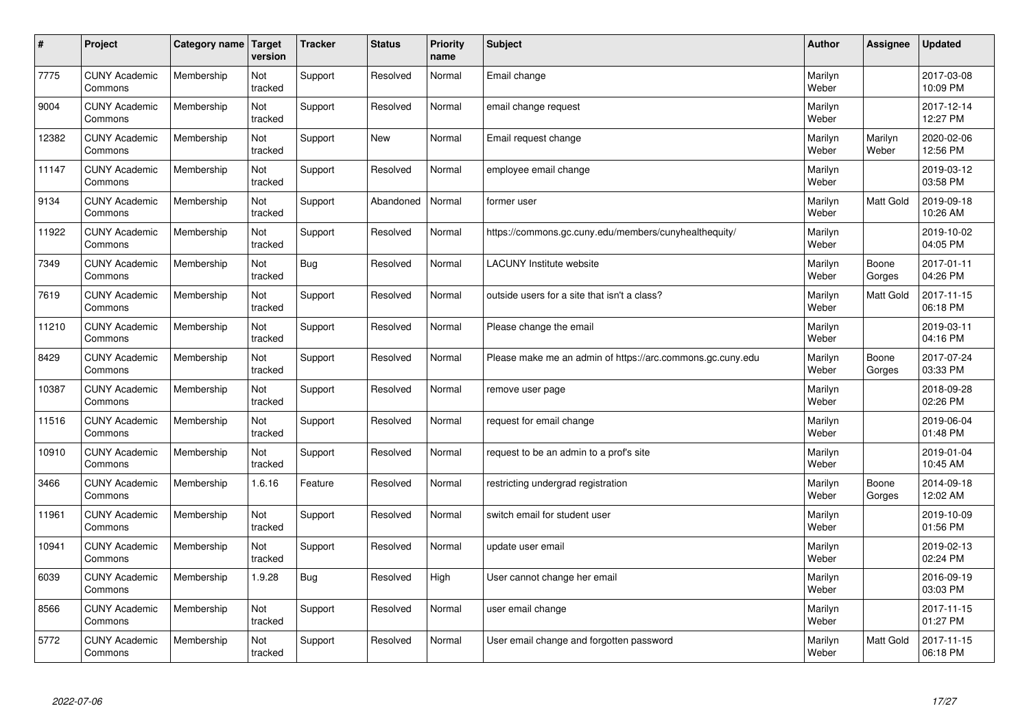| # | Project | Category name | Target version | Tracker | Status | Priority name | Subject | Author | Assignee | Updated |
|---|---|---|---|---|---|---|---|---|---|---|
| 7775 | CUNY Academic Commons | Membership | Not tracked | Support | Resolved | Normal | Email change | Marilyn Weber | | 2017-03-08 10:09 PM |
| 9004 | CUNY Academic Commons | Membership | Not tracked | Support | Resolved | Normal | email change request | Marilyn Weber | | 2017-12-14 12:27 PM |
| 12382 | CUNY Academic Commons | Membership | Not tracked | Support | New | Normal | Email request change | Marilyn Weber | Marilyn Weber | 2020-02-06 12:56 PM |
| 11147 | CUNY Academic Commons | Membership | Not tracked | Support | Resolved | Normal | employee email change | Marilyn Weber | | 2019-03-12 03:58 PM |
| 9134 | CUNY Academic Commons | Membership | Not tracked | Support | Abandoned | Normal | former user | Marilyn Weber | Matt Gold | 2019-09-18 10:26 AM |
| 11922 | CUNY Academic Commons | Membership | Not tracked | Support | Resolved | Normal | https://commons.gc.cuny.edu/members/cunyhealthequity/ | Marilyn Weber | | 2019-10-02 04:05 PM |
| 7349 | CUNY Academic Commons | Membership | Not tracked | Bug | Resolved | Normal | LACUNY Institute website | Marilyn Weber | Boone Gorges | 2017-01-11 04:26 PM |
| 7619 | CUNY Academic Commons | Membership | Not tracked | Support | Resolved | Normal | outside users for a site that isn't a class? | Marilyn Weber | Matt Gold | 2017-11-15 06:18 PM |
| 11210 | CUNY Academic Commons | Membership | Not tracked | Support | Resolved | Normal | Please change the email | Marilyn Weber | | 2019-03-11 04:16 PM |
| 8429 | CUNY Academic Commons | Membership | Not tracked | Support | Resolved | Normal | Please make me an admin of https://arc.commons.gc.cuny.edu | Marilyn Weber | Boone Gorges | 2017-07-24 03:33 PM |
| 10387 | CUNY Academic Commons | Membership | Not tracked | Support | Resolved | Normal | remove user page | Marilyn Weber | | 2018-09-28 02:26 PM |
| 11516 | CUNY Academic Commons | Membership | Not tracked | Support | Resolved | Normal | request for email change | Marilyn Weber | | 2019-06-04 01:48 PM |
| 10910 | CUNY Academic Commons | Membership | Not tracked | Support | Resolved | Normal | request to be an admin to a prof's site | Marilyn Weber | | 2019-01-04 10:45 AM |
| 3466 | CUNY Academic Commons | Membership | 1.6.16 | Feature | Resolved | Normal | restricting undergrad registration | Marilyn Weber | Boone Gorges | 2014-09-18 12:02 AM |
| 11961 | CUNY Academic Commons | Membership | Not tracked | Support | Resolved | Normal | switch email for student user | Marilyn Weber | | 2019-10-09 01:56 PM |
| 10941 | CUNY Academic Commons | Membership | Not tracked | Support | Resolved | Normal | update user email | Marilyn Weber | | 2019-02-13 02:24 PM |
| 6039 | CUNY Academic Commons | Membership | 1.9.28 | Bug | Resolved | High | User cannot change her email | Marilyn Weber | | 2016-09-19 03:03 PM |
| 8566 | CUNY Academic Commons | Membership | Not tracked | Support | Resolved | Normal | user email change | Marilyn Weber | | 2017-11-15 01:27 PM |
| 5772 | CUNY Academic Commons | Membership | Not tracked | Support | Resolved | Normal | User email change and forgotten password | Marilyn Weber | Matt Gold | 2017-11-15 06:18 PM |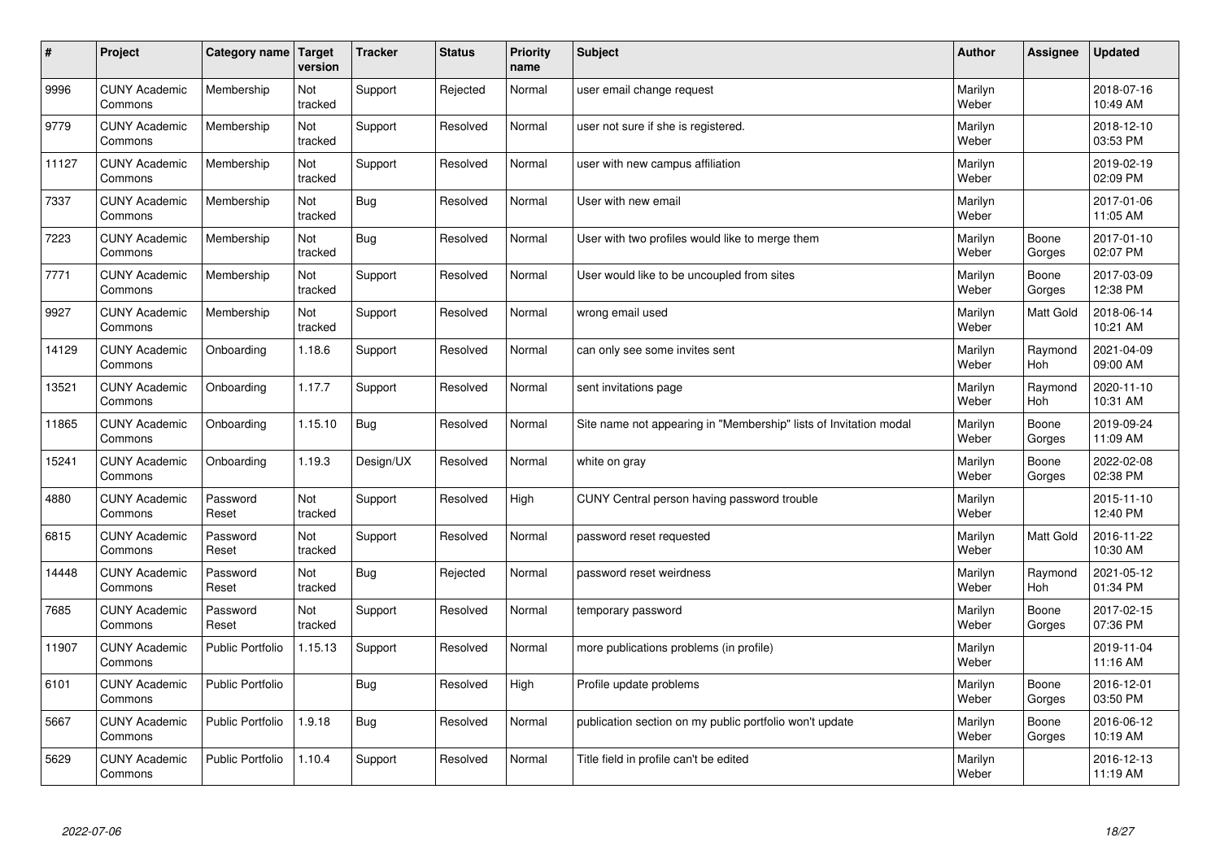| # | Project | Category name | Target version | Tracker | Status | Priority name | Subject | Author | Assignee | Updated |
|---|---|---|---|---|---|---|---|---|---|---|
| 9996 | CUNY Academic Commons | Membership | Not tracked | Support | Rejected | Normal | user email change request | Marilyn Weber | | 2018-07-16 10:49 AM |
| 9779 | CUNY Academic Commons | Membership | Not tracked | Support | Resolved | Normal | user not sure if she is registered. | Marilyn Weber | | 2018-12-10 03:53 PM |
| 11127 | CUNY Academic Commons | Membership | Not tracked | Support | Resolved | Normal | user with new campus affiliation | Marilyn Weber | | 2019-02-19 02:09 PM |
| 7337 | CUNY Academic Commons | Membership | Not tracked | Bug | Resolved | Normal | User with new email | Marilyn Weber | | 2017-01-06 11:05 AM |
| 7223 | CUNY Academic Commons | Membership | Not tracked | Bug | Resolved | Normal | User with two profiles would like to merge them | Marilyn Weber | Boone Gorges | 2017-01-10 02:07 PM |
| 7771 | CUNY Academic Commons | Membership | Not tracked | Support | Resolved | Normal | User would like to be uncoupled from sites | Marilyn Weber | Boone Gorges | 2017-03-09 12:38 PM |
| 9927 | CUNY Academic Commons | Membership | Not tracked | Support | Resolved | Normal | wrong email used | Marilyn Weber | Matt Gold | 2018-06-14 10:21 AM |
| 14129 | CUNY Academic Commons | Onboarding | 1.18.6 | Support | Resolved | Normal | can only see some invites sent | Marilyn Weber | Raymond Hoh | 2021-04-09 09:00 AM |
| 13521 | CUNY Academic Commons | Onboarding | 1.17.7 | Support | Resolved | Normal | sent invitations page | Marilyn Weber | Raymond Hoh | 2020-11-10 10:31 AM |
| 11865 | CUNY Academic Commons | Onboarding | 1.15.10 | Bug | Resolved | Normal | Site name not appearing in "Membership" lists of Invitation modal | Marilyn Weber | Boone Gorges | 2019-09-24 11:09 AM |
| 15241 | CUNY Academic Commons | Onboarding | 1.19.3 | Design/UX | Resolved | Normal | white on gray | Marilyn Weber | Boone Gorges | 2022-02-08 02:38 PM |
| 4880 | CUNY Academic Commons | Password Reset | Not tracked | Support | Resolved | High | CUNY Central person having password trouble | Marilyn Weber | | 2015-11-10 12:40 PM |
| 6815 | CUNY Academic Commons | Password Reset | Not tracked | Support | Resolved | Normal | password reset requested | Marilyn Weber | Matt Gold | 2016-11-22 10:30 AM |
| 14448 | CUNY Academic Commons | Password Reset | Not tracked | Bug | Rejected | Normal | password reset weirdness | Marilyn Weber | Raymond Hoh | 2021-05-12 01:34 PM |
| 7685 | CUNY Academic Commons | Password Reset | Not tracked | Support | Resolved | Normal | temporary password | Marilyn Weber | Boone Gorges | 2017-02-15 07:36 PM |
| 11907 | CUNY Academic Commons | Public Portfolio | 1.15.13 | Support | Resolved | Normal | more publications problems (in profile) | Marilyn Weber | | 2019-11-04 11:16 AM |
| 6101 | CUNY Academic Commons | Public Portfolio | | Bug | Resolved | High | Profile update problems | Marilyn Weber | Boone Gorges | 2016-12-01 03:50 PM |
| 5667 | CUNY Academic Commons | Public Portfolio | 1.9.18 | Bug | Resolved | Normal | publication section on my public portfolio won't update | Marilyn Weber | Boone Gorges | 2016-06-12 10:19 AM |
| 5629 | CUNY Academic Commons | Public Portfolio | 1.10.4 | Support | Resolved | Normal | Title field in profile can't be edited | Marilyn Weber | | 2016-12-13 11:19 AM |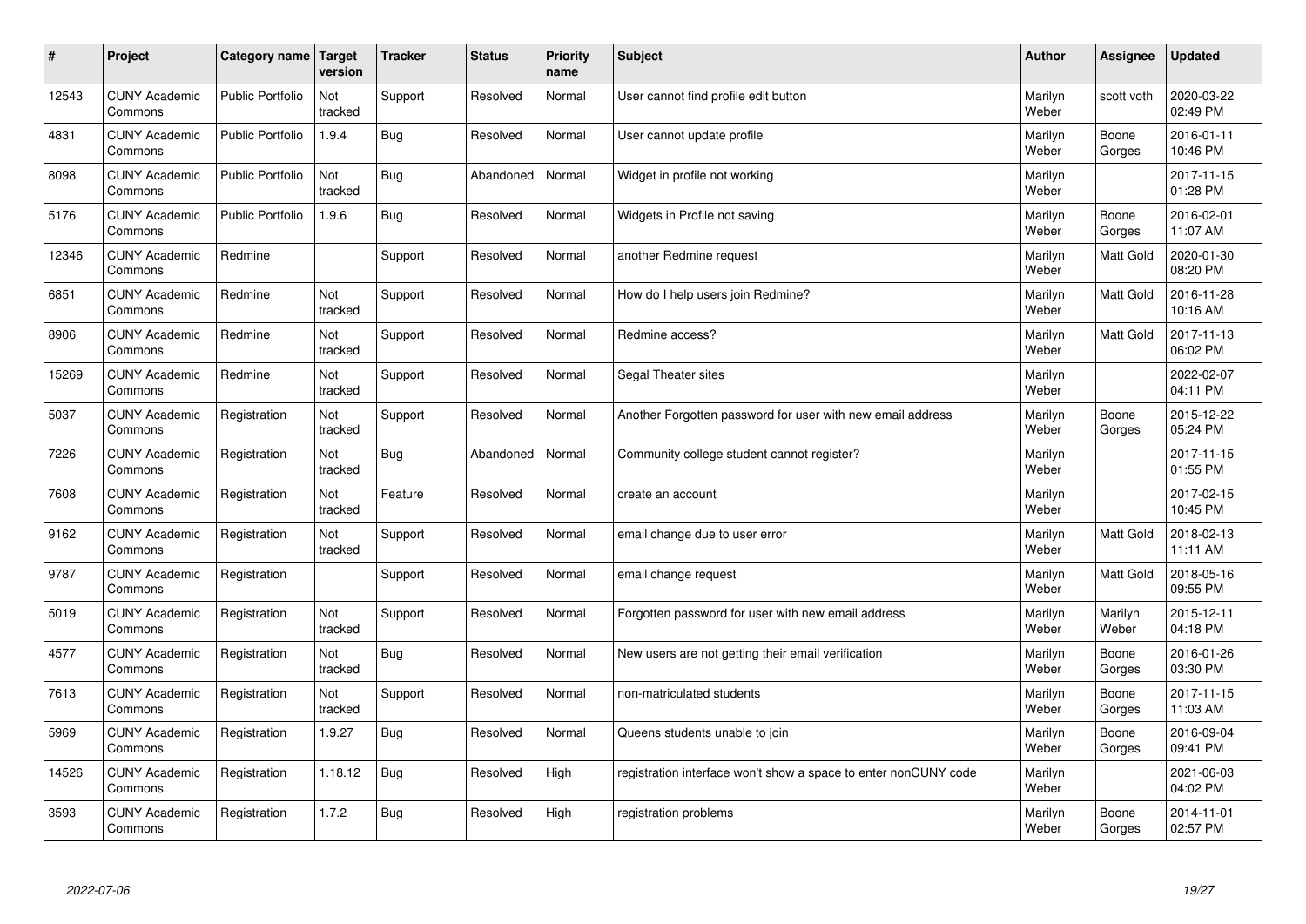| # | Project | Category name | Target version | Tracker | Status | Priority name | Subject | Author | Assignee | Updated |
|---|---|---|---|---|---|---|---|---|---|---|
| 12543 | CUNY Academic Commons | Public Portfolio | Not tracked | Support | Resolved | Normal | User cannot find profile edit button | Marilyn Weber | scott voth | 2020-03-22 02:49 PM |
| 4831 | CUNY Academic Commons | Public Portfolio | 1.9.4 | Bug | Resolved | Normal | User cannot update profile | Marilyn Weber | Boone Gorges | 2016-01-11 10:46 PM |
| 8098 | CUNY Academic Commons | Public Portfolio | Not tracked | Bug | Abandoned | Normal | Widget in profile not working | Marilyn Weber | | 2017-11-15 01:28 PM |
| 5176 | CUNY Academic Commons | Public Portfolio | 1.9.6 | Bug | Resolved | Normal | Widgets in Profile not saving | Marilyn Weber | Boone Gorges | 2016-02-01 11:07 AM |
| 12346 | CUNY Academic Commons | Redmine | | Support | Resolved | Normal | another Redmine request | Marilyn Weber | Matt Gold | 2020-01-30 08:20 PM |
| 6851 | CUNY Academic Commons | Redmine | Not tracked | Support | Resolved | Normal | How do I help users join Redmine? | Marilyn Weber | Matt Gold | 2016-11-28 10:16 AM |
| 8906 | CUNY Academic Commons | Redmine | Not tracked | Support | Resolved | Normal | Redmine access? | Marilyn Weber | Matt Gold | 2017-11-13 06:02 PM |
| 15269 | CUNY Academic Commons | Redmine | Not tracked | Support | Resolved | Normal | Segal Theater sites | Marilyn Weber | | 2022-02-07 04:11 PM |
| 5037 | CUNY Academic Commons | Registration | Not tracked | Support | Resolved | Normal | Another Forgotten password for user with new email address | Marilyn Weber | Boone Gorges | 2015-12-22 05:24 PM |
| 7226 | CUNY Academic Commons | Registration | Not tracked | Bug | Abandoned | Normal | Community college student cannot register? | Marilyn Weber | | 2017-11-15 01:55 PM |
| 7608 | CUNY Academic Commons | Registration | Not tracked | Feature | Resolved | Normal | create an account | Marilyn Weber | | 2017-02-15 10:45 PM |
| 9162 | CUNY Academic Commons | Registration | Not tracked | Support | Resolved | Normal | email change due to user error | Marilyn Weber | Matt Gold | 2018-02-13 11:11 AM |
| 9787 | CUNY Academic Commons | Registration | | Support | Resolved | Normal | email change request | Marilyn Weber | Matt Gold | 2018-05-16 09:55 PM |
| 5019 | CUNY Academic Commons | Registration | Not tracked | Support | Resolved | Normal | Forgotten password for user with new email address | Marilyn Weber | Marilyn Weber | 2015-12-11 04:18 PM |
| 4577 | CUNY Academic Commons | Registration | Not tracked | Bug | Resolved | Normal | New users are not getting their email verification | Marilyn Weber | Boone Gorges | 2016-01-26 03:30 PM |
| 7613 | CUNY Academic Commons | Registration | Not tracked | Support | Resolved | Normal | non-matriculated students | Marilyn Weber | Boone Gorges | 2017-11-15 11:03 AM |
| 5969 | CUNY Academic Commons | Registration | 1.9.27 | Bug | Resolved | Normal | Queens students unable to join | Marilyn Weber | Boone Gorges | 2016-09-04 09:41 PM |
| 14526 | CUNY Academic Commons | Registration | 1.18.12 | Bug | Resolved | High | registration interface won't show a space to enter nonCUNY code | Marilyn Weber | | 2021-06-03 04:02 PM |
| 3593 | CUNY Academic Commons | Registration | 1.7.2 | Bug | Resolved | High | registration problems | Marilyn Weber | Boone Gorges | 2014-11-01 02:57 PM |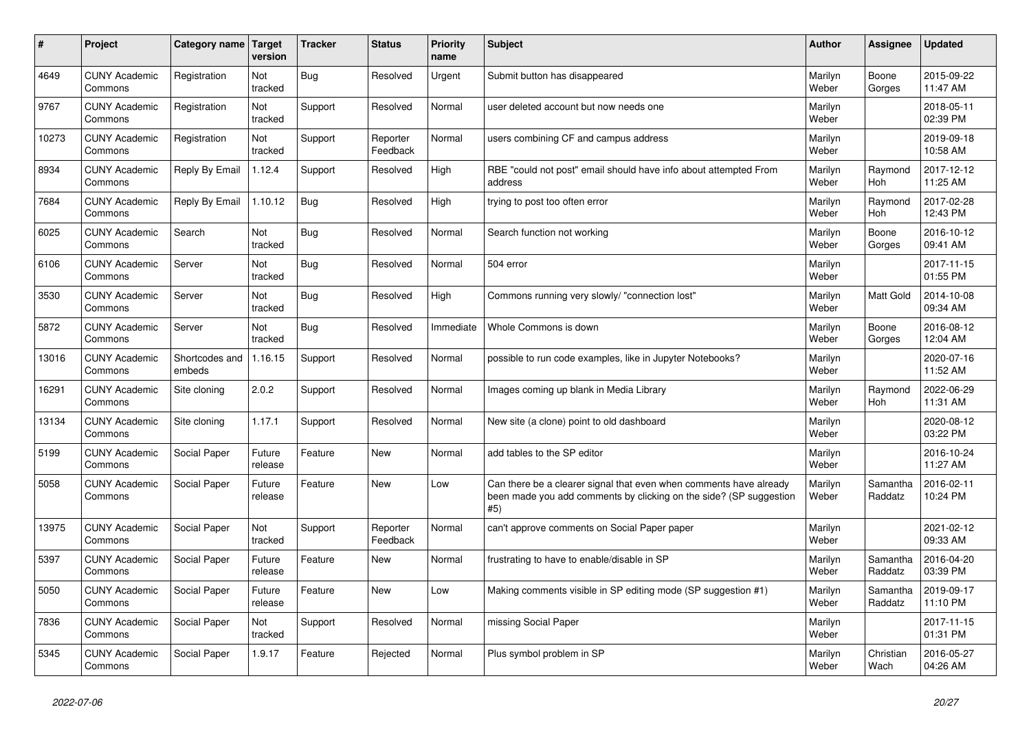| # | Project | Category name | Target version | Tracker | Status | Priority name | Subject | Author | Assignee | Updated |
|---|---|---|---|---|---|---|---|---|---|---|
| 4649 | CUNY Academic Commons | Registration | Not tracked | Bug | Resolved | Urgent | Submit button has disappeared | Marilyn Weber | Boone Gorges | 2015-09-22 11:47 AM |
| 9767 | CUNY Academic Commons | Registration | Not tracked | Support | Resolved | Normal | user deleted account but now needs one | Marilyn Weber | | 2018-05-11 02:39 PM |
| 10273 | CUNY Academic Commons | Registration | Not tracked | Support | Reporter Feedback | Normal | users combining CF and campus address | Marilyn Weber | | 2019-09-18 10:58 AM |
| 8934 | CUNY Academic Commons | Reply By Email | 1.12.4 | Support | Resolved | High | RBE "could not post" email should have info about attempted From address | Marilyn Weber | Raymond Hoh | 2017-12-12 11:25 AM |
| 7684 | CUNY Academic Commons | Reply By Email | 1.10.12 | Bug | Resolved | High | trying to post too often error | Marilyn Weber | Raymond Hoh | 2017-02-28 12:43 PM |
| 6025 | CUNY Academic Commons | Search | Not tracked | Bug | Resolved | Normal | Search function not working | Marilyn Weber | Boone Gorges | 2016-10-12 09:41 AM |
| 6106 | CUNY Academic Commons | Server | Not tracked | Bug | Resolved | Normal | 504 error | Marilyn Weber | | 2017-11-15 01:55 PM |
| 3530 | CUNY Academic Commons | Server | Not tracked | Bug | Resolved | High | Commons running very slowly/ "connection lost" | Marilyn Weber | Matt Gold | 2014-10-08 09:34 AM |
| 5872 | CUNY Academic Commons | Server | Not tracked | Bug | Resolved | Immediate | Whole Commons is down | Marilyn Weber | Boone Gorges | 2016-08-12 12:04 AM |
| 13016 | CUNY Academic Commons | Shortcodes and embeds | 1.16.15 | Support | Resolved | Normal | possible to run code examples, like in Jupyter Notebooks? | Marilyn Weber | | 2020-07-16 11:52 AM |
| 16291 | CUNY Academic Commons | Site cloning | 2.0.2 | Support | Resolved | Normal | Images coming up blank in Media Library | Marilyn Weber | Raymond Hoh | 2022-06-29 11:31 AM |
| 13134 | CUNY Academic Commons | Site cloning | 1.17.1 | Support | Resolved | Normal | New site (a clone) point to old dashboard | Marilyn Weber | | 2020-08-12 03:22 PM |
| 5199 | CUNY Academic Commons | Social Paper | Future release | Feature | New | Normal | add tables to the SP editor | Marilyn Weber | | 2016-10-24 11:27 AM |
| 5058 | CUNY Academic Commons | Social Paper | Future release | Feature | New | Low | Can there be a clearer signal that even when comments have already been made you add comments by clicking on the side? (SP suggestion #5) | Marilyn Weber | Samantha Raddatz | 2016-02-11 10:24 PM |
| 13975 | CUNY Academic Commons | Social Paper | Not tracked | Support | Reporter Feedback | Normal | can't approve comments on Social Paper paper | Marilyn Weber | | 2021-02-12 09:33 AM |
| 5397 | CUNY Academic Commons | Social Paper | Future release | Feature | New | Normal | frustrating to have to enable/disable in SP | Marilyn Weber | Samantha Raddatz | 2016-04-20 03:39 PM |
| 5050 | CUNY Academic Commons | Social Paper | Future release | Feature | New | Low | Making comments visible in SP editing mode (SP suggestion #1) | Marilyn Weber | Samantha Raddatz | 2019-09-17 11:10 PM |
| 7836 | CUNY Academic Commons | Social Paper | Not tracked | Support | Resolved | Normal | missing Social Paper | Marilyn Weber | | 2017-11-15 01:31 PM |
| 5345 | CUNY Academic Commons | Social Paper | 1.9.17 | Feature | Rejected | Normal | Plus symbol problem in SP | Marilyn Weber | Christian Wach | 2016-05-27 04:26 AM |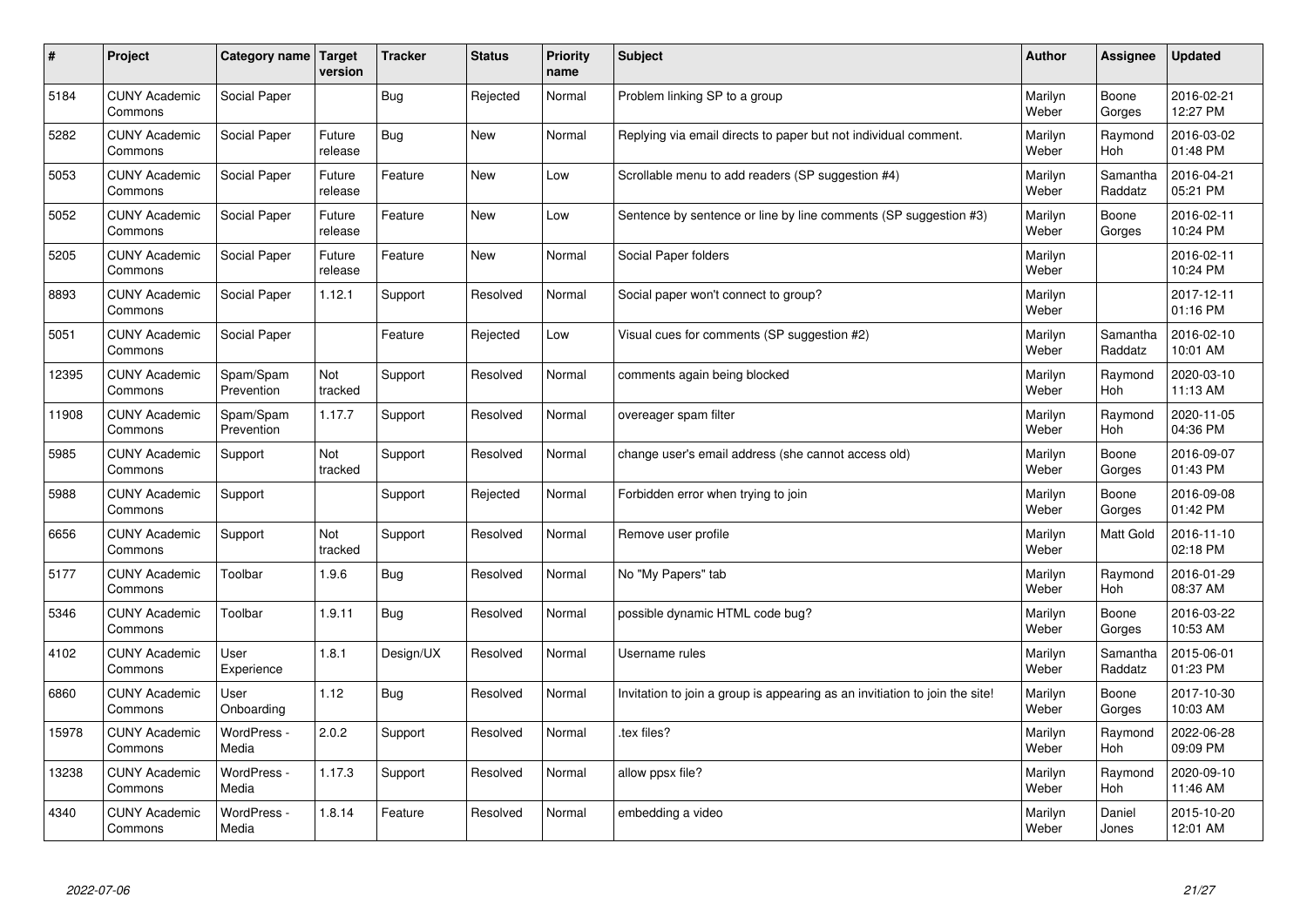| # | Project | Category name | Target version | Tracker | Status | Priority name | Subject | Author | Assignee | Updated |
|---|---|---|---|---|---|---|---|---|---|---|
| 5184 | CUNY Academic Commons | Social Paper | | Bug | Rejected | Normal | Problem linking SP to a group | Marilyn Weber | Boone Gorges | 2016-02-21 12:27 PM |
| 5282 | CUNY Academic Commons | Social Paper | Future release | Bug | New | Normal | Replying via email directs to paper but not individual comment. | Marilyn Weber | Raymond Hoh | 2016-03-02 01:48 PM |
| 5053 | CUNY Academic Commons | Social Paper | Future release | Feature | New | Low | Scrollable menu to add readers (SP suggestion #4) | Marilyn Weber | Samantha Raddatz | 2016-04-21 05:21 PM |
| 5052 | CUNY Academic Commons | Social Paper | Future release | Feature | New | Low | Sentence by sentence or line by line comments (SP suggestion #3) | Marilyn Weber | Boone Gorges | 2016-02-11 10:24 PM |
| 5205 | CUNY Academic Commons | Social Paper | Future release | Feature | New | Normal | Social Paper folders | Marilyn Weber | | 2016-02-11 10:24 PM |
| 8893 | CUNY Academic Commons | Social Paper | 1.12.1 | Support | Resolved | Normal | Social paper won't connect to group? | Marilyn Weber | | 2017-12-11 01:16 PM |
| 5051 | CUNY Academic Commons | Social Paper | | Feature | Rejected | Low | Visual cues for comments (SP suggestion #2) | Marilyn Weber | Samantha Raddatz | 2016-02-10 10:01 AM |
| 12395 | CUNY Academic Commons | Spam/Spam Prevention | Not tracked | Support | Resolved | Normal | comments again being blocked | Marilyn Weber | Raymond Hoh | 2020-03-10 11:13 AM |
| 11908 | CUNY Academic Commons | Spam/Spam Prevention | 1.17.7 | Support | Resolved | Normal | overeager spam filter | Marilyn Weber | Raymond Hoh | 2020-11-05 04:36 PM |
| 5985 | CUNY Academic Commons | Support | Not tracked | Support | Resolved | Normal | change user's email address (she cannot access old) | Marilyn Weber | Boone Gorges | 2016-09-07 01:43 PM |
| 5988 | CUNY Academic Commons | Support | | Support | Rejected | Normal | Forbidden error when trying to join | Marilyn Weber | Boone Gorges | 2016-09-08 01:42 PM |
| 6656 | CUNY Academic Commons | Support | Not tracked | Support | Resolved | Normal | Remove user profile | Marilyn Weber | Matt Gold | 2016-11-10 02:18 PM |
| 5177 | CUNY Academic Commons | Toolbar | 1.9.6 | Bug | Resolved | Normal | No "My Papers" tab | Marilyn Weber | Raymond Hoh | 2016-01-29 08:37 AM |
| 5346 | CUNY Academic Commons | Toolbar | 1.9.11 | Bug | Resolved | Normal | possible dynamic HTML code bug? | Marilyn Weber | Boone Gorges | 2016-03-22 10:53 AM |
| 4102 | CUNY Academic Commons | User Experience | 1.8.1 | Design/UX | Resolved | Normal | Username rules | Marilyn Weber | Samantha Raddatz | 2015-06-01 01:23 PM |
| 6860 | CUNY Academic Commons | User Onboarding | 1.12 | Bug | Resolved | Normal | Invitation to join a group is appearing as an invitiation to join the site! | Marilyn Weber | Boone Gorges | 2017-10-30 10:03 AM |
| 15978 | CUNY Academic Commons | WordPress - Media | 2.0.2 | Support | Resolved | Normal | .tex files? | Marilyn Weber | Raymond Hoh | 2022-06-28 09:09 PM |
| 13238 | CUNY Academic Commons | WordPress - Media | 1.17.3 | Support | Resolved | Normal | allow ppsx file? | Marilyn Weber | Raymond Hoh | 2020-09-10 11:46 AM |
| 4340 | CUNY Academic Commons | WordPress - Media | 1.8.14 | Feature | Resolved | Normal | embedding a video | Marilyn Weber | Daniel Jones | 2015-10-20 12:01 AM |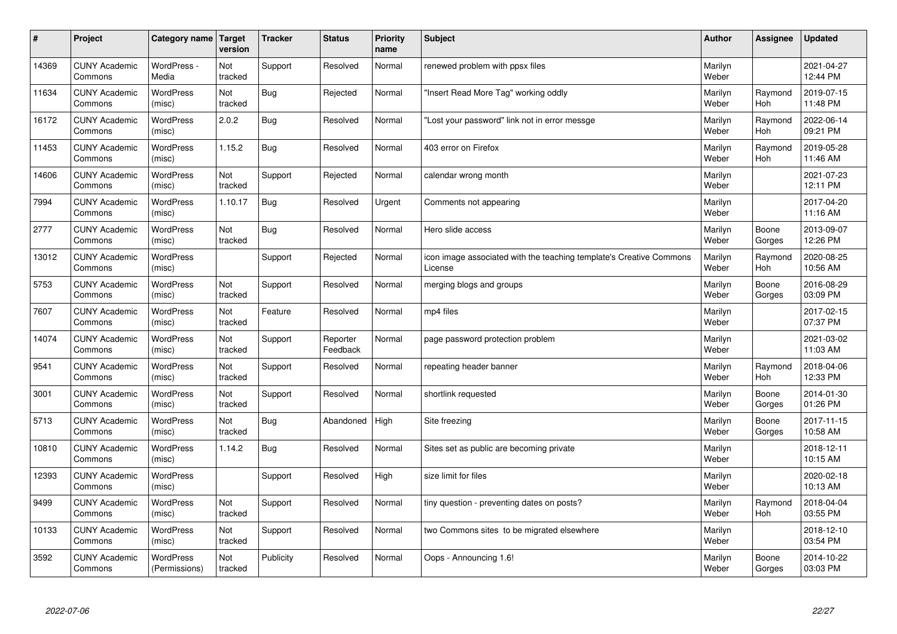| # | Project | Category name | Target version | Tracker | Status | Priority name | Subject | Author | Assignee | Updated |
|---|---|---|---|---|---|---|---|---|---|---|
| 14369 | CUNY Academic Commons | WordPress - Media | Not tracked | Support | Resolved | Normal | renewed problem with ppsx files | Marilyn Weber | | 2021-04-27 12:44 PM |
| 11634 | CUNY Academic Commons | WordPress (misc) | Not tracked | Bug | Rejected | Normal | "Insert Read More Tag" working oddly | Marilyn Weber | Raymond Hoh | 2019-07-15 11:48 PM |
| 16172 | CUNY Academic Commons | WordPress (misc) | 2.0.2 | Bug | Resolved | Normal | "Lost your password" link not in error messge | Marilyn Weber | Raymond Hoh | 2022-06-14 09:21 PM |
| 11453 | CUNY Academic Commons | WordPress (misc) | 1.15.2 | Bug | Resolved | Normal | 403 error on Firefox | Marilyn Weber | Raymond Hoh | 2019-05-28 11:46 AM |
| 14606 | CUNY Academic Commons | WordPress (misc) | Not tracked | Support | Rejected | Normal | calendar wrong month | Marilyn Weber | | 2021-07-23 12:11 PM |
| 7994 | CUNY Academic Commons | WordPress (misc) | 1.10.17 | Bug | Resolved | Urgent | Comments not appearing | Marilyn Weber | | 2017-04-20 11:16 AM |
| 2777 | CUNY Academic Commons | WordPress (misc) | Not tracked | Bug | Resolved | Normal | Hero slide access | Marilyn Weber | Boone Gorges | 2013-09-07 12:26 PM |
| 13012 | CUNY Academic Commons | WordPress (misc) | | Support | Rejected | Normal | icon image associated with the teaching template's Creative Commons License | Marilyn Weber | Raymond Hoh | 2020-08-25 10:56 AM |
| 5753 | CUNY Academic Commons | WordPress (misc) | Not tracked | Support | Resolved | Normal | merging blogs and groups | Marilyn Weber | Boone Gorges | 2016-08-29 03:09 PM |
| 7607 | CUNY Academic Commons | WordPress (misc) | Not tracked | Feature | Resolved | Normal | mp4 files | Marilyn Weber | | 2017-02-15 07:37 PM |
| 14074 | CUNY Academic Commons | WordPress (misc) | Not tracked | Support | Reporter Feedback | Normal | page password protection problem | Marilyn Weber | | 2021-03-02 11:03 AM |
| 9541 | CUNY Academic Commons | WordPress (misc) | Not tracked | Support | Resolved | Normal | repeating header banner | Marilyn Weber | Raymond Hoh | 2018-04-06 12:33 PM |
| 3001 | CUNY Academic Commons | WordPress (misc) | Not tracked | Support | Resolved | Normal | shortlink requested | Marilyn Weber | Boone Gorges | 2014-01-30 01:26 PM |
| 5713 | CUNY Academic Commons | WordPress (misc) | Not tracked | Bug | Abandoned | High | Site freezing | Marilyn Weber | Boone Gorges | 2017-11-15 10:58 AM |
| 10810 | CUNY Academic Commons | WordPress (misc) | 1.14.2 | Bug | Resolved | Normal | Sites set as public are becoming private | Marilyn Weber | | 2018-12-11 10:15 AM |
| 12393 | CUNY Academic Commons | WordPress (misc) | | Support | Resolved | High | size limit for files | Marilyn Weber | | 2020-02-18 10:13 AM |
| 9499 | CUNY Academic Commons | WordPress (misc) | Not tracked | Support | Resolved | Normal | tiny question - preventing dates on posts? | Marilyn Weber | Raymond Hoh | 2018-04-04 03:55 PM |
| 10133 | CUNY Academic Commons | WordPress (misc) | Not tracked | Support | Resolved | Normal | two Commons sites to be migrated elsewhere | Marilyn Weber | | 2018-12-10 03:54 PM |
| 3592 | CUNY Academic Commons | WordPress (Permissions) | Not tracked | Publicity | Resolved | Normal | Oops - Announcing 1.6! | Marilyn Weber | Boone Gorges | 2014-10-22 03:03 PM |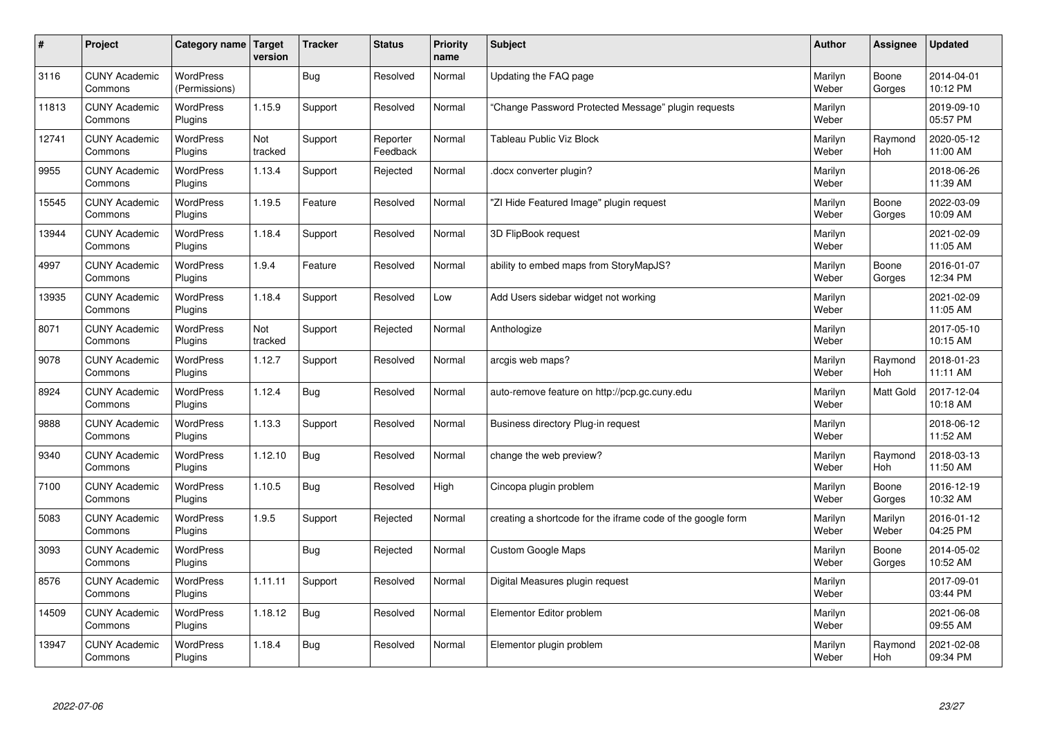| # | Project | Category name | Target version | Tracker | Status | Priority name | Subject | Author | Assignee | Updated |
|---|---|---|---|---|---|---|---|---|---|---|
| 3116 | CUNY Academic Commons | WordPress (Permissions) | | Bug | Resolved | Normal | Updating the FAQ page | Marilyn Weber | Boone Gorges | 2014-04-01 10:12 PM |
| 11813 | CUNY Academic Commons | WordPress Plugins | 1.15.9 | Support | Resolved | Normal | "Change Password Protected Message" plugin requests | Marilyn Weber | | 2019-09-10 05:57 PM |
| 12741 | CUNY Academic Commons | WordPress Plugins | Not tracked | Support | Reporter Feedback | Normal | Tableau Public Viz Block | Marilyn Weber | Raymond Hoh | 2020-05-12 11:00 AM |
| 9955 | CUNY Academic Commons | WordPress Plugins | 1.13.4 | Support | Rejected | Normal | .docx converter plugin? | Marilyn Weber | | 2018-06-26 11:39 AM |
| 15545 | CUNY Academic Commons | WordPress Plugins | 1.19.5 | Feature | Resolved | Normal | "ZI Hide Featured Image" plugin request | Marilyn Weber | Boone Gorges | 2022-03-09 10:09 AM |
| 13944 | CUNY Academic Commons | WordPress Plugins | 1.18.4 | Support | Resolved | Normal | 3D FlipBook request | Marilyn Weber | | 2021-02-09 11:05 AM |
| 4997 | CUNY Academic Commons | WordPress Plugins | 1.9.4 | Feature | Resolved | Normal | ability to embed maps from StoryMapJS? | Marilyn Weber | Boone Gorges | 2016-01-07 12:34 PM |
| 13935 | CUNY Academic Commons | WordPress Plugins | 1.18.4 | Support | Resolved | Low | Add Users sidebar widget not working | Marilyn Weber | | 2021-02-09 11:05 AM |
| 8071 | CUNY Academic Commons | WordPress Plugins | Not tracked | Support | Rejected | Normal | Anthologize | Marilyn Weber | | 2017-05-10 10:15 AM |
| 9078 | CUNY Academic Commons | WordPress Plugins | 1.12.7 | Support | Resolved | Normal | arcgis web maps? | Marilyn Weber | Raymond Hoh | 2018-01-23 11:11 AM |
| 8924 | CUNY Academic Commons | WordPress Plugins | 1.12.4 | Bug | Resolved | Normal | auto-remove feature on http://pcp.gc.cuny.edu | Marilyn Weber | Matt Gold | 2017-12-04 10:18 AM |
| 9888 | CUNY Academic Commons | WordPress Plugins | 1.13.3 | Support | Resolved | Normal | Business directory Plug-in request | Marilyn Weber | | 2018-06-12 11:52 AM |
| 9340 | CUNY Academic Commons | WordPress Plugins | 1.12.10 | Bug | Resolved | Normal | change the web preview? | Marilyn Weber | Raymond Hoh | 2018-03-13 11:50 AM |
| 7100 | CUNY Academic Commons | WordPress Plugins | 1.10.5 | Bug | Resolved | High | Cincopa plugin problem | Marilyn Weber | Boone Gorges | 2016-12-19 10:32 AM |
| 5083 | CUNY Academic Commons | WordPress Plugins | 1.9.5 | Support | Rejected | Normal | creating a shortcode for the iframe code of the google form | Marilyn Weber | Marilyn Weber | 2016-01-12 04:25 PM |
| 3093 | CUNY Academic Commons | WordPress Plugins | | Bug | Rejected | Normal | Custom Google Maps | Marilyn Weber | Boone Gorges | 2014-05-02 10:52 AM |
| 8576 | CUNY Academic Commons | WordPress Plugins | 1.11.11 | Support | Resolved | Normal | Digital Measures plugin request | Marilyn Weber | | 2017-09-01 03:44 PM |
| 14509 | CUNY Academic Commons | WordPress Plugins | 1.18.12 | Bug | Resolved | Normal | Elementor Editor problem | Marilyn Weber | | 2021-06-08 09:55 AM |
| 13947 | CUNY Academic Commons | WordPress Plugins | 1.18.4 | Bug | Resolved | Normal | Elementor plugin problem | Marilyn Weber | Raymond Hoh | 2021-02-08 09:34 PM |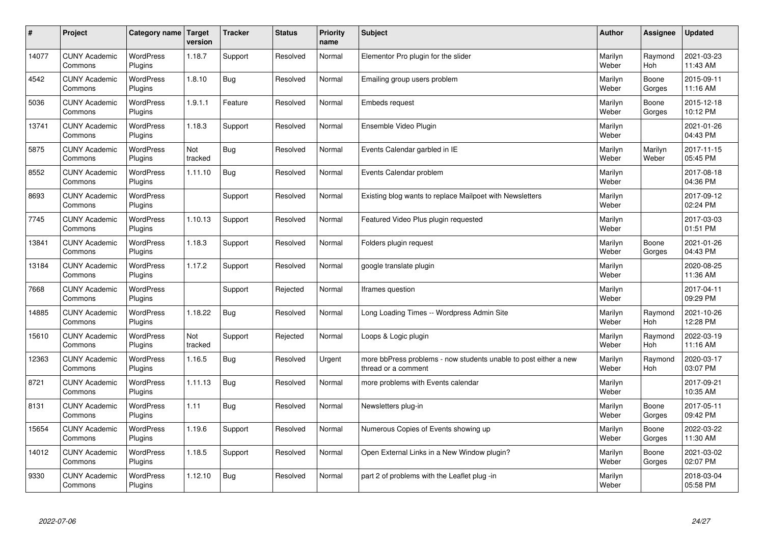| # | Project | Category name | Target version | Tracker | Status | Priority name | Subject | Author | Assignee | Updated |
|---|---|---|---|---|---|---|---|---|---|---|
| 14077 | CUNY Academic Commons | WordPress Plugins | 1.18.7 | Support | Resolved | Normal | Elementor Pro plugin for the slider | Marilyn Weber | Raymond Hoh | 2021-03-23 11:43 AM |
| 4542 | CUNY Academic Commons | WordPress Plugins | 1.8.10 | Bug | Resolved | Normal | Emailing group users problem | Marilyn Weber | Boone Gorges | 2015-09-11 11:16 AM |
| 5036 | CUNY Academic Commons | WordPress Plugins | 1.9.1.1 | Feature | Resolved | Normal | Embeds request | Marilyn Weber | Boone Gorges | 2015-12-18 10:12 PM |
| 13741 | CUNY Academic Commons | WordPress Plugins | 1.18.3 | Support | Resolved | Normal | Ensemble Video Plugin | Marilyn Weber | | 2021-01-26 04:43 PM |
| 5875 | CUNY Academic Commons | WordPress Plugins | Not tracked | Bug | Resolved | Normal | Events Calendar garbled in IE | Marilyn Weber | Marilyn Weber | 2017-11-15 05:45 PM |
| 8552 | CUNY Academic Commons | WordPress Plugins | 1.11.10 | Bug | Resolved | Normal | Events Calendar problem | Marilyn Weber | | 2017-08-18 04:36 PM |
| 8693 | CUNY Academic Commons | WordPress Plugins | | Support | Resolved | Normal | Existing blog wants to replace Mailpoet with Newsletters | Marilyn Weber | | 2017-09-12 02:24 PM |
| 7745 | CUNY Academic Commons | WordPress Plugins | 1.10.13 | Support | Resolved | Normal | Featured Video Plus plugin requested | Marilyn Weber | | 2017-03-03 01:51 PM |
| 13841 | CUNY Academic Commons | WordPress Plugins | 1.18.3 | Support | Resolved | Normal | Folders plugin request | Marilyn Weber | Boone Gorges | 2021-01-26 04:43 PM |
| 13184 | CUNY Academic Commons | WordPress Plugins | 1.17.2 | Support | Resolved | Normal | google translate plugin | Marilyn Weber | | 2020-08-25 11:36 AM |
| 7668 | CUNY Academic Commons | WordPress Plugins | | Support | Rejected | Normal | Iframes question | Marilyn Weber | | 2017-04-11 09:29 PM |
| 14885 | CUNY Academic Commons | WordPress Plugins | 1.18.22 | Bug | Resolved | Normal | Long Loading Times -- Wordpress Admin Site | Marilyn Weber | Raymond Hoh | 2021-10-26 12:28 PM |
| 15610 | CUNY Academic Commons | WordPress Plugins | Not tracked | Support | Rejected | Normal | Loops & Logic plugin | Marilyn Weber | Raymond Hoh | 2022-03-19 11:16 AM |
| 12363 | CUNY Academic Commons | WordPress Plugins | 1.16.5 | Bug | Resolved | Urgent | more bbPress problems - now students unable to post either a new thread or a comment | Marilyn Weber | Raymond Hoh | 2020-03-17 03:07 PM |
| 8721 | CUNY Academic Commons | WordPress Plugins | 1.11.13 | Bug | Resolved | Normal | more problems with Events calendar | Marilyn Weber | | 2017-09-21 10:35 AM |
| 8131 | CUNY Academic Commons | WordPress Plugins | 1.11 | Bug | Resolved | Normal | Newsletters plug-in | Marilyn Weber | Boone Gorges | 2017-05-11 09:42 PM |
| 15654 | CUNY Academic Commons | WordPress Plugins | 1.19.6 | Support | Resolved | Normal | Numerous Copies of Events showing up | Marilyn Weber | Boone Gorges | 2022-03-22 11:30 AM |
| 14012 | CUNY Academic Commons | WordPress Plugins | 1.18.5 | Support | Resolved | Normal | Open External Links in a New Window plugin? | Marilyn Weber | Boone Gorges | 2021-03-02 02:07 PM |
| 9330 | CUNY Academic Commons | WordPress Plugins | 1.12.10 | Bug | Resolved | Normal | part 2 of problems with the Leaflet plug -in | Marilyn Weber | | 2018-03-04 05:58 PM |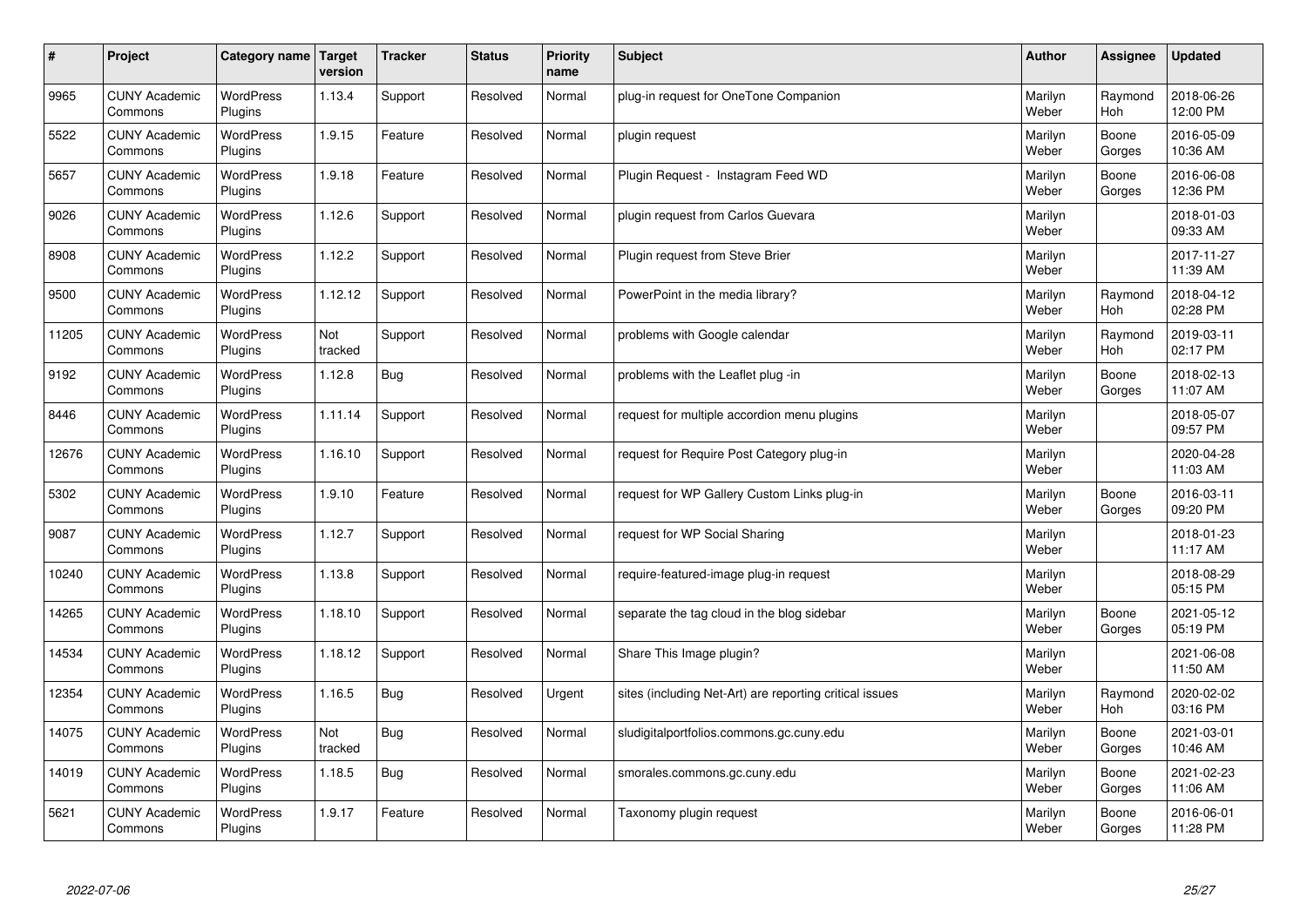| # | Project | Category name | Target version | Tracker | Status | Priority name | Subject | Author | Assignee | Updated |
|---|---|---|---|---|---|---|---|---|---|---|
| 9965 | CUNY Academic Commons | WordPress Plugins | 1.13.4 | Support | Resolved | Normal | plug-in request for OneTone Companion | Marilyn Weber | Raymond Hoh | 2018-06-26 12:00 PM |
| 5522 | CUNY Academic Commons | WordPress Plugins | 1.9.15 | Feature | Resolved | Normal | plugin request | Marilyn Weber | Boone Gorges | 2016-05-09 10:36 AM |
| 5657 | CUNY Academic Commons | WordPress Plugins | 1.9.18 | Feature | Resolved | Normal | Plugin Request - Instagram Feed WD | Marilyn Weber | Boone Gorges | 2016-06-08 12:36 PM |
| 9026 | CUNY Academic Commons | WordPress Plugins | 1.12.6 | Support | Resolved | Normal | plugin request from Carlos Guevara | Marilyn Weber | | 2018-01-03 09:33 AM |
| 8908 | CUNY Academic Commons | WordPress Plugins | 1.12.2 | Support | Resolved | Normal | Plugin request from Steve Brier | Marilyn Weber | | 2017-11-27 11:39 AM |
| 9500 | CUNY Academic Commons | WordPress Plugins | 1.12.12 | Support | Resolved | Normal | PowerPoint in the media library? | Marilyn Weber | Raymond Hoh | 2018-04-12 02:28 PM |
| 11205 | CUNY Academic Commons | WordPress Plugins | Not tracked | Support | Resolved | Normal | problems with Google calendar | Marilyn Weber | Raymond Hoh | 2019-03-11 02:17 PM |
| 9192 | CUNY Academic Commons | WordPress Plugins | 1.12.8 | Bug | Resolved | Normal | problems with the Leaflet plug -in | Marilyn Weber | Boone Gorges | 2018-02-13 11:07 AM |
| 8446 | CUNY Academic Commons | WordPress Plugins | 1.11.14 | Support | Resolved | Normal | request for multiple accordion menu plugins | Marilyn Weber | | 2018-05-07 09:57 PM |
| 12676 | CUNY Academic Commons | WordPress Plugins | 1.16.10 | Support | Resolved | Normal | request for Require Post Category plug-in | Marilyn Weber | | 2020-04-28 11:03 AM |
| 5302 | CUNY Academic Commons | WordPress Plugins | 1.9.10 | Feature | Resolved | Normal | request for WP Gallery Custom Links plug-in | Marilyn Weber | Boone Gorges | 2016-03-11 09:20 PM |
| 9087 | CUNY Academic Commons | WordPress Plugins | 1.12.7 | Support | Resolved | Normal | request for WP Social Sharing | Marilyn Weber | | 2018-01-23 11:17 AM |
| 10240 | CUNY Academic Commons | WordPress Plugins | 1.13.8 | Support | Resolved | Normal | require-featured-image plug-in request | Marilyn Weber | | 2018-08-29 05:15 PM |
| 14265 | CUNY Academic Commons | WordPress Plugins | 1.18.10 | Support | Resolved | Normal | separate the tag cloud in the blog sidebar | Marilyn Weber | Boone Gorges | 2021-05-12 05:19 PM |
| 14534 | CUNY Academic Commons | WordPress Plugins | 1.18.12 | Support | Resolved | Normal | Share This Image plugin? | Marilyn Weber | | 2021-06-08 11:50 AM |
| 12354 | CUNY Academic Commons | WordPress Plugins | 1.16.5 | Bug | Resolved | Urgent | sites (including Net-Art) are reporting critical issues | Marilyn Weber | Raymond Hoh | 2020-02-02 03:16 PM |
| 14075 | CUNY Academic Commons | WordPress Plugins | Not tracked | Bug | Resolved | Normal | sludigitalportfolios.commons.gc.cuny.edu | Marilyn Weber | Boone Gorges | 2021-03-01 10:46 AM |
| 14019 | CUNY Academic Commons | WordPress Plugins | 1.18.5 | Bug | Resolved | Normal | smorales.commons.gc.cuny.edu | Marilyn Weber | Boone Gorges | 2021-02-23 11:06 AM |
| 5621 | CUNY Academic Commons | WordPress Plugins | 1.9.17 | Feature | Resolved | Normal | Taxonomy plugin request | Marilyn Weber | Boone Gorges | 2016-06-01 11:28 PM |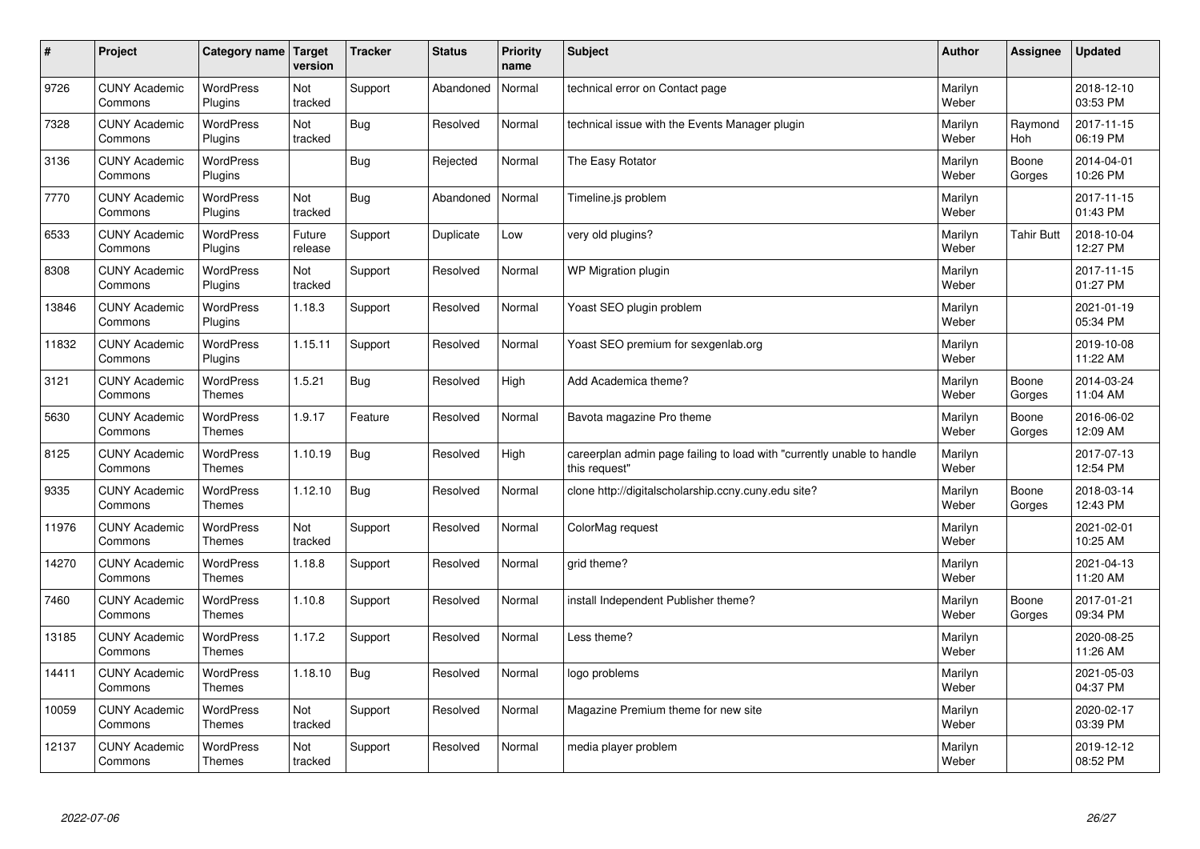| # | Project | Category name | Target version | Tracker | Status | Priority name | Subject | Author | Assignee | Updated |
|---|---|---|---|---|---|---|---|---|---|---|
| 9726 | CUNY Academic Commons | WordPress Plugins | Not tracked | Support | Abandoned | Normal | technical error on Contact page | Marilyn Weber | | 2018-12-10 03:53 PM |
| 7328 | CUNY Academic Commons | WordPress Plugins | Not tracked | Bug | Resolved | Normal | technical issue with the Events Manager plugin | Marilyn Weber | Raymond Hoh | 2017-11-15 06:19 PM |
| 3136 | CUNY Academic Commons | WordPress Plugins | | Bug | Rejected | Normal | The Easy Rotator | Marilyn Weber | Boone Gorges | 2014-04-01 10:26 PM |
| 7770 | CUNY Academic Commons | WordPress Plugins | Not tracked | Bug | Abandoned | Normal | Timeline.js problem | Marilyn Weber | | 2017-11-15 01:43 PM |
| 6533 | CUNY Academic Commons | WordPress Plugins | Future release | Support | Duplicate | Low | very old plugins? | Marilyn Weber | Tahir Butt | 2018-10-04 12:27 PM |
| 8308 | CUNY Academic Commons | WordPress Plugins | Not tracked | Support | Resolved | Normal | WP Migration plugin | Marilyn Weber | | 2017-11-15 01:27 PM |
| 13846 | CUNY Academic Commons | WordPress Plugins | 1.18.3 | Support | Resolved | Normal | Yoast SEO plugin problem | Marilyn Weber | | 2021-01-19 05:34 PM |
| 11832 | CUNY Academic Commons | WordPress Plugins | 1.15.11 | Support | Resolved | Normal | Yoast SEO premium for sexgenlab.org | Marilyn Weber | | 2019-10-08 11:22 AM |
| 3121 | CUNY Academic Commons | WordPress Themes | 1.5.21 | Bug | Resolved | High | Add Academica theme? | Marilyn Weber | Boone Gorges | 2014-03-24 11:04 AM |
| 5630 | CUNY Academic Commons | WordPress Themes | 1.9.17 | Feature | Resolved | Normal | Bavota magazine Pro theme | Marilyn Weber | Boone Gorges | 2016-06-02 12:09 AM |
| 8125 | CUNY Academic Commons | WordPress Themes | 1.10.19 | Bug | Resolved | High | careerplan admin page failing to load with "currently unable to handle this request" | Marilyn Weber | | 2017-07-13 12:54 PM |
| 9335 | CUNY Academic Commons | WordPress Themes | 1.12.10 | Bug | Resolved | Normal | clone http://digitalscholarship.ccny.cuny.edu site? | Marilyn Weber | Boone Gorges | 2018-03-14 12:43 PM |
| 11976 | CUNY Academic Commons | WordPress Themes | Not tracked | Support | Resolved | Normal | ColorMag request | Marilyn Weber | | 2021-02-01 10:25 AM |
| 14270 | CUNY Academic Commons | WordPress Themes | 1.18.8 | Support | Resolved | Normal | grid theme? | Marilyn Weber | | 2021-04-13 11:20 AM |
| 7460 | CUNY Academic Commons | WordPress Themes | 1.10.8 | Support | Resolved | Normal | install Independent Publisher theme? | Marilyn Weber | Boone Gorges | 2017-01-21 09:34 PM |
| 13185 | CUNY Academic Commons | WordPress Themes | 1.17.2 | Support | Resolved | Normal | Less theme? | Marilyn Weber | | 2020-08-25 11:26 AM |
| 14411 | CUNY Academic Commons | WordPress Themes | 1.18.10 | Bug | Resolved | Normal | logo problems | Marilyn Weber | | 2021-05-03 04:37 PM |
| 10059 | CUNY Academic Commons | WordPress Themes | Not tracked | Support | Resolved | Normal | Magazine Premium theme for new site | Marilyn Weber | | 2020-02-17 03:39 PM |
| 12137 | CUNY Academic Commons | WordPress Themes | Not tracked | Support | Resolved | Normal | media player problem | Marilyn Weber | | 2019-12-12 08:52 PM |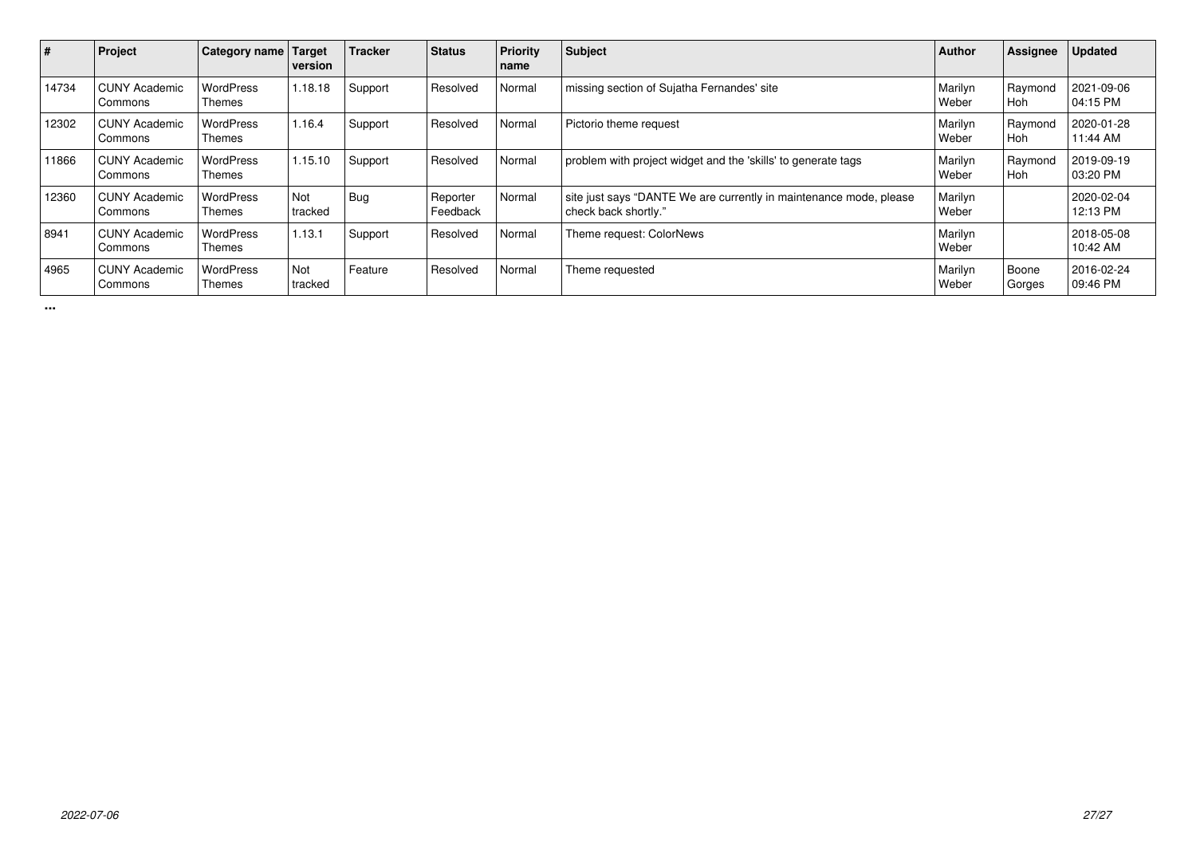| # | Project | Category name | Target version | Tracker | Status | Priority name | Subject | Author | Assignee | Updated |
|---|---|---|---|---|---|---|---|---|---|---|
| 14734 | CUNY Academic Commons | WordPress Themes | 1.18.18 | Support | Resolved | Normal | missing section of Sujatha Fernandes' site | Marilyn Weber | Raymond Hoh | 2021-09-06 04:15 PM |
| 12302 | CUNY Academic Commons | WordPress Themes | 1.16.4 | Support | Resolved | Normal | Pictorio theme request | Marilyn Weber | Raymond Hoh | 2020-01-28 11:44 AM |
| 11866 | CUNY Academic Commons | WordPress Themes | 1.15.10 | Support | Resolved | Normal | problem with project widget and the 'skills' to generate tags | Marilyn Weber | Raymond Hoh | 2019-09-19 03:20 PM |
| 12360 | CUNY Academic Commons | WordPress Themes | Not tracked | Bug | Reporter Feedback | Normal | site just says "DANTE We are currently in maintenance mode, please check back shortly." | Marilyn Weber | | 2020-02-04 12:13 PM |
| 8941 | CUNY Academic Commons | WordPress Themes | 1.13.1 | Support | Resolved | Normal | Theme request: ColorNews | Marilyn Weber | | 2018-05-08 10:42 AM |
| 4965 | CUNY Academic Commons | WordPress Themes | Not tracked | Feature | Resolved | Normal | Theme requested | Marilyn Weber | Boone Gorges | 2016-02-24 09:46 PM |

...